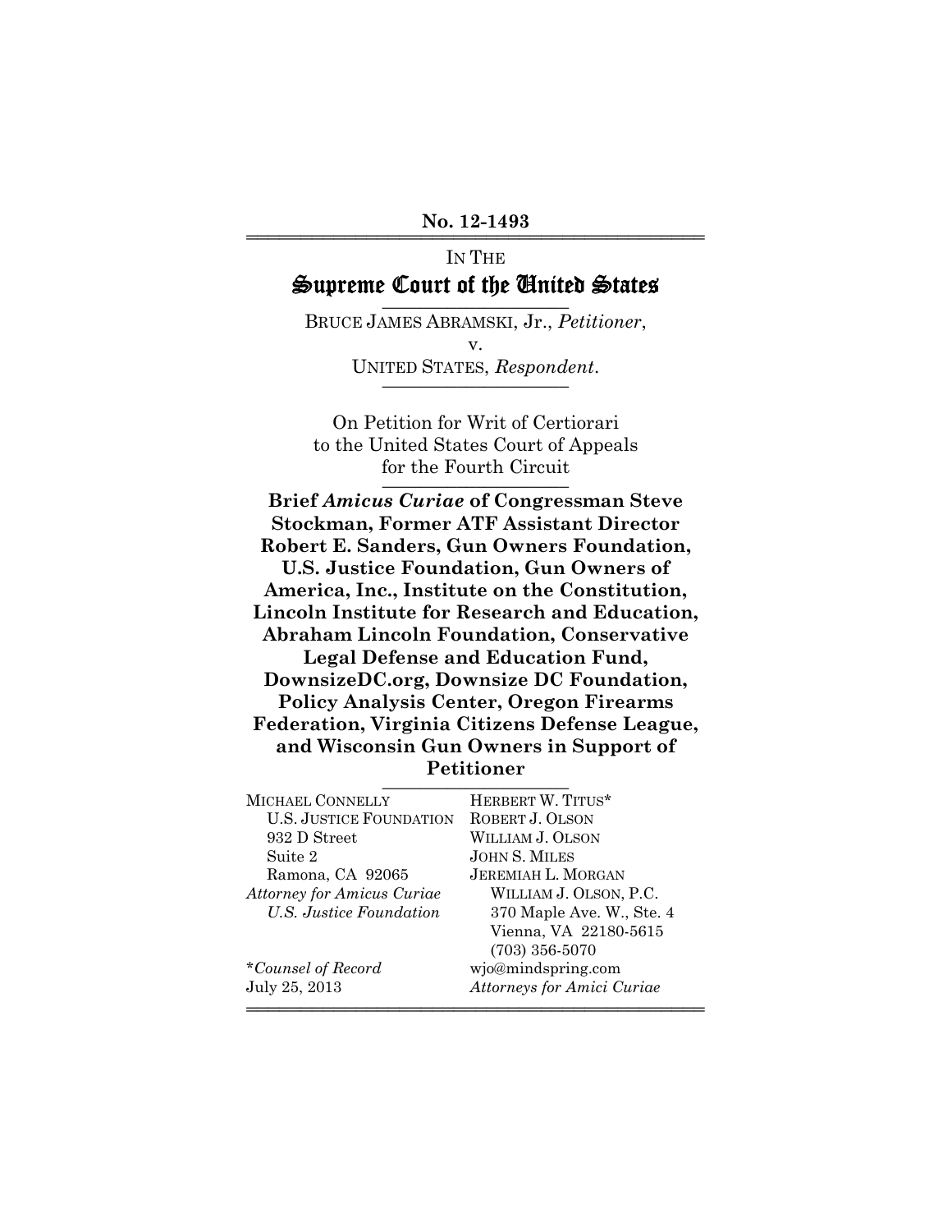**No. 12-1493**

IN THE

# Supreme Court of the United States

BRUCE JAMES ABRAMSKI, Jr., *Petitioner*,

v.

UNITED STATES, *Respondent*.

On Petition for Writ of Certiorari
to the United States Court of Appeals
for the Fourth Circuit

**Brief *Amicus Curiae* of Congressman Steve Stockman, Former ATF Assistant Director Robert E. Sanders, Gun Owners Foundation, U.S. Justice Foundation, Gun Owners of America, Inc., Institute on the Constitution, Lincoln Institute for Research and Education, Abraham Lincoln Foundation, Conservative Legal Defense and Education Fund, DownsizeDC.org, Downsize DC Foundation, Policy Analysis Center, Oregon Firearms Federation, Virginia Citizens Defense League, and Wisconsin Gun Owners in Support of Petitioner**

MICHAEL CONNELLY
U.S. JUSTICE FOUNDATION
932 D Street
Suite 2
Ramona, CA 92065
*Attorney for Amicus Curiae U.S. Justice Foundation*

HERBERT W. TITUS*
ROBERT J. OLSON
WILLIAM J. OLSON
JOHN S. MILES
JEREMIAH L. MORGAN
WILLIAM J. OLSON, P.C.
370 Maple Ave. W., Ste. 4
Vienna, VA 22180-5615
(703) 356-5070
wjo@mindspring.com
*Attorneys for Amici Curiae*

**Counsel of Record*
July 25, 2013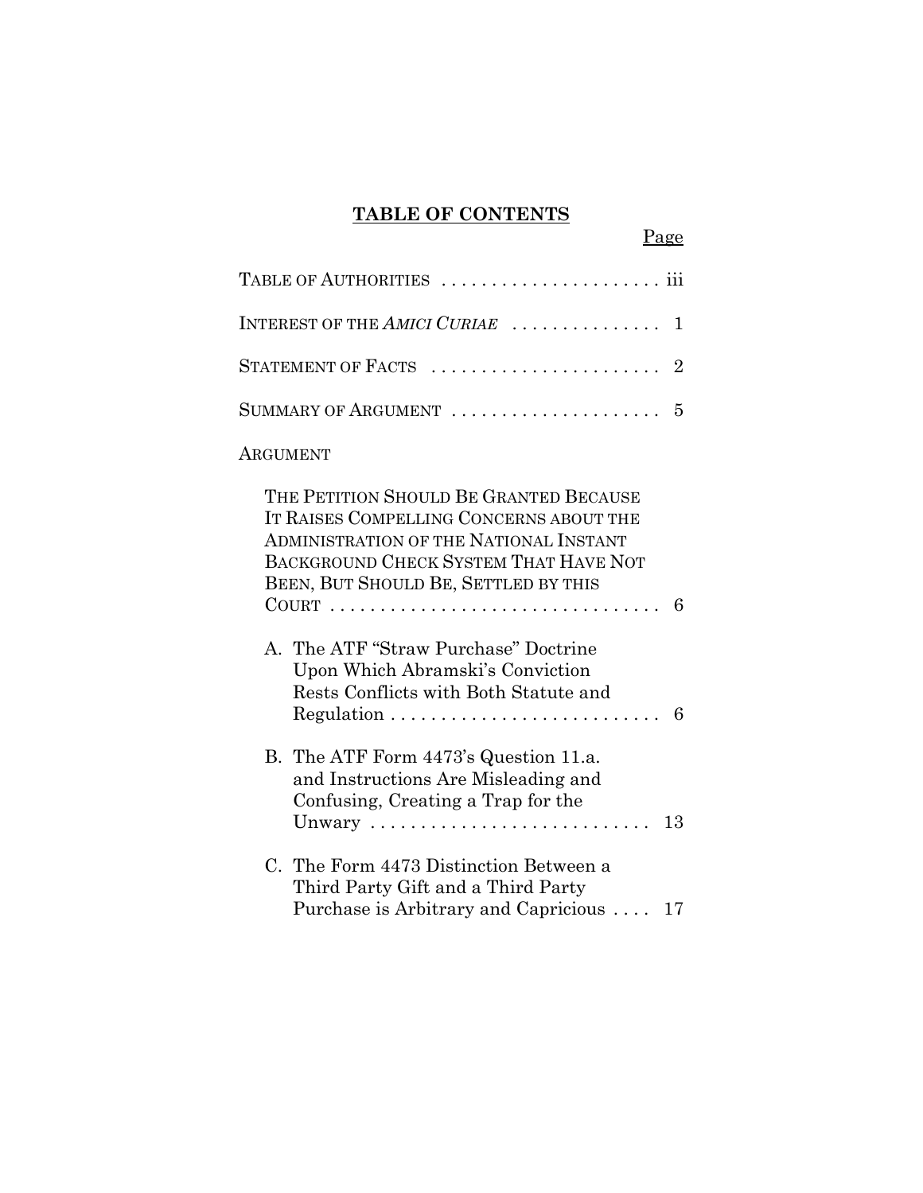## TABLE OF CONTENTS

Page

TABLE OF AUTHORITIES ..................... iii

INTEREST OF THE *AMICI CURIAE* .............. 1

STATEMENT OF FACTS ...................... 2

SUMMARY OF ARGUMENT .................... 5

ARGUMENT

THE PETITION SHOULD BE GRANTED BECAUSE IT RAISES COMPELLING CONCERNS ABOUT THE ADMINISTRATION OF THE NATIONAL INSTANT BACKGROUND CHECK SYSTEM THAT HAVE NOT BEEN, BUT SHOULD BE, SETTLED BY THIS COURT ................................ 6

A. The ATF "Straw Purchase" Doctrine Upon Which Abramski's Conviction Rests Conflicts with Both Statute and Regulation .......................... 6

B. The ATF Form 4473's Question 11.a. and Instructions Are Misleading and Confusing, Creating a Trap for the Unwary ........................... 13

C. The Form 4473 Distinction Between a Third Party Gift and a Third Party Purchase is Arbitrary and Capricious .... 17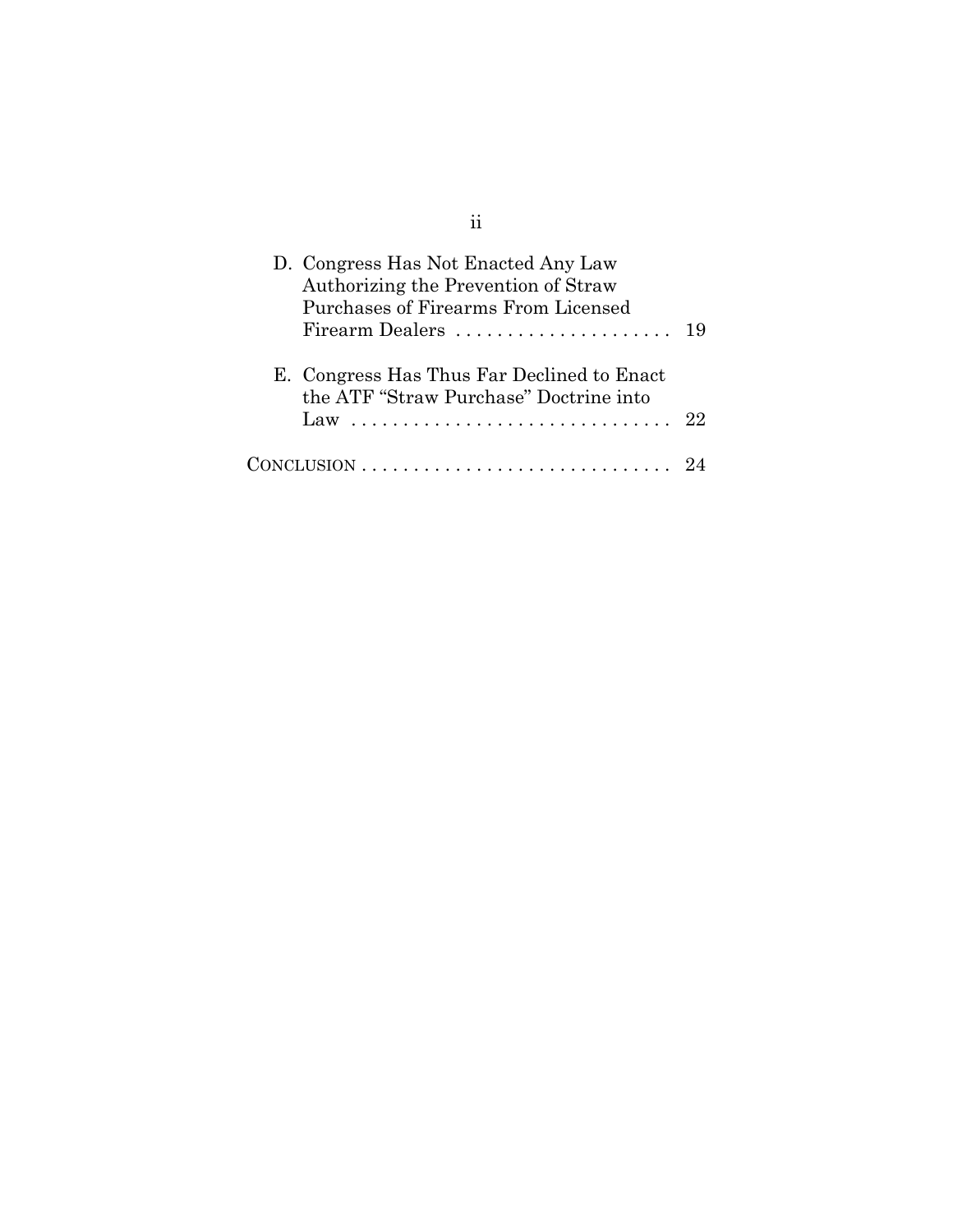D. Congress Has Not Enacted Any Law Authorizing the Prevention of Straw Purchases of Firearms From Licensed Firearm Dealers . . . . . . . . . . . . . . . . . . . . . 19

E. Congress Has Thus Far Declined to Enact the ATF "Straw Purchase" Doctrine into Law . . . . . . . . . . . . . . . . . . . . . . . . . . . . . . . 22

CONCLUSION . . . . . . . . . . . . . . . . . . . . . . . . . . . . . . 24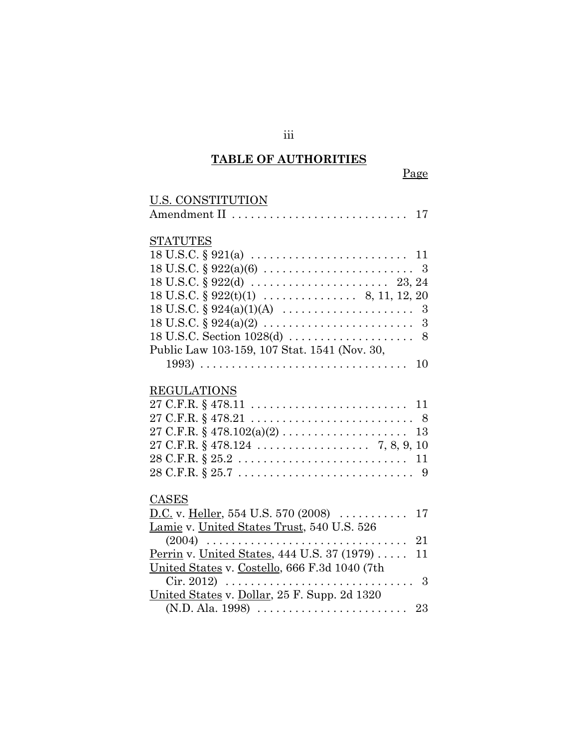## TABLE OF AUTHORITIES

Page

U.S. CONSTITUTION

Amendment II . . . . . . . . . . . . . . . . . . . . . . . . . . . . 17

STATUTES

18 U.S.C. § 921(a) . . . . . . . . . . . . . . . . . . . . . . . . . 11
18 U.S.C. § 922(a)(6) . . . . . . . . . . . . . . . . . . . . . . . . 3
18 U.S.C. § 922(d) . . . . . . . . . . . . . . . . . . . . . 23, 24
18 U.S.C. § 922(t)(1) . . . . . . . . . . . . . . . 8, 11, 12, 20
18 U.S.C. § 924(a)(1)(A) . . . . . . . . . . . . . . . . . . . . . 3
18 U.S.C. § 924(a)(2) . . . . . . . . . . . . . . . . . . . . . . . . 3
18 U.S.C. Section 1028(d) . . . . . . . . . . . . . . . . . . . . 8
Public Law 103-159, 107 Stat. 1541 (Nov. 30, 1993) . . . . . . . . . . . . . . . . . . . . . . . . . . . . . . . . . 10

REGULATIONS

27 C.F.R. § 478.11 . . . . . . . . . . . . . . . . . . . . . . . . . 11
27 C.F.R. § 478.21 . . . . . . . . . . . . . . . . . . . . . . . . . . 8
27 C.F.R. § 478.102(a)(2) . . . . . . . . . . . . . . . . . . . . 13
27 C.F.R. § 478.124 . . . . . . . . . . . . . . . . . . 7, 8, 9, 10
28 C.F.R. § 25.2 . . . . . . . . . . . . . . . . . . . . . . . . . . . 11
28 C.F.R. § 25.7 . . . . . . . . . . . . . . . . . . . . . . . . . . . . 9

CASES

D.C. v. Heller, 554 U.S. 570 (2008) . . . . . . . . . . . 17
Lamie v. United States Trust, 540 U.S. 526 (2004) . . . . . . . . . . . . . . . . . . . . . . . . . . . . . . . 21
Perrin v. United States, 444 U.S. 37 (1979) . . . . . 11
United States v. Costello, 666 F.3d 1040 (7th Cir. 2012) . . . . . . . . . . . . . . . . . . . . . . . . . . . . . . 3
United States v. Dollar, 25 F. Supp. 2d 1320 (N.D. Ala. 1998) . . . . . . . . . . . . . . . . . . . . . . . . 23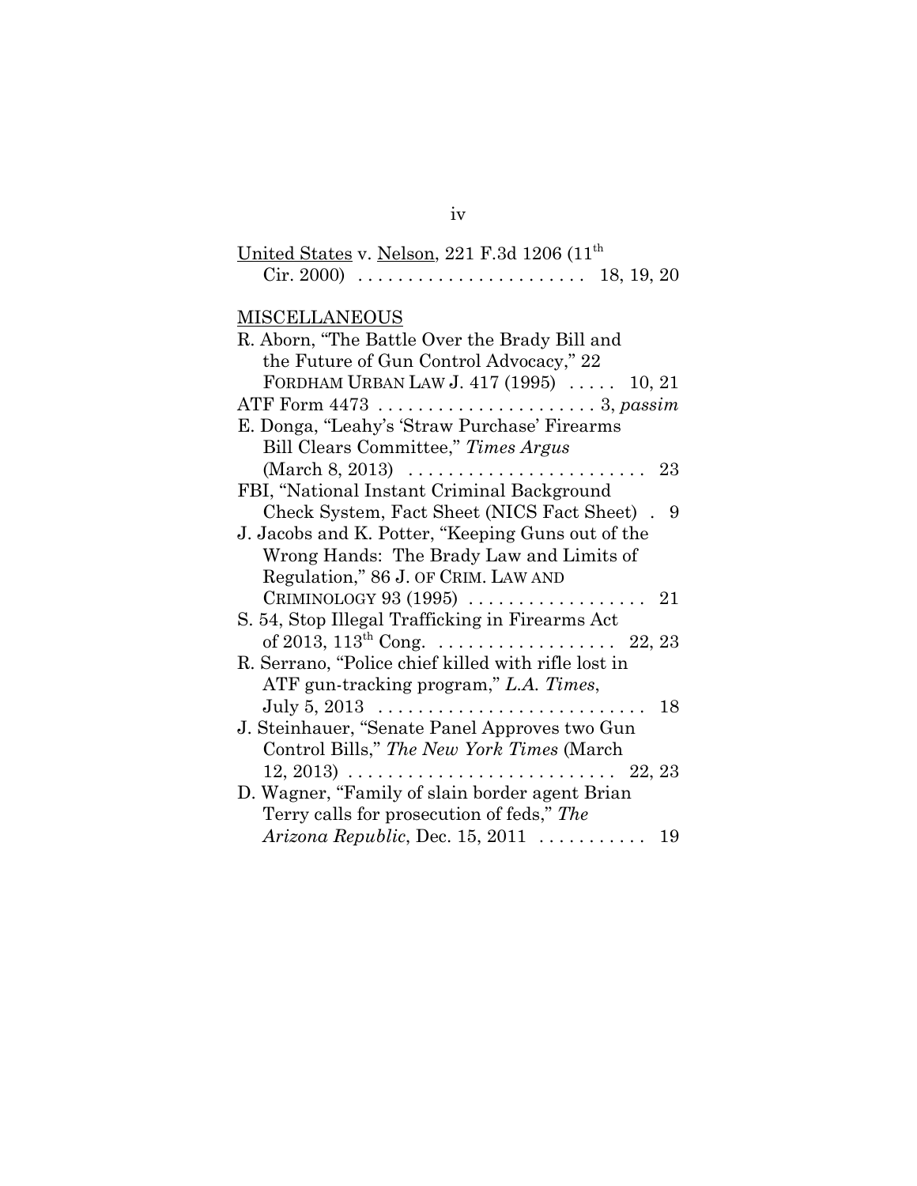<u>United States</u> v. <u>Nelson</u>, 221 F.3d 1206 (11th Cir. 2000) . . . . . . . . . . . . . . . . . . . . . . . 18, 19, 20

<u>MISCELLANEOUS</u>

R. Aborn, "The Battle Over the Brady Bill and the Future of Gun Control Advocacy," 22 FORDHAM URBAN LAW J. 417 (1995) . . . . . 10, 21

ATF Form 4473 . . . . . . . . . . . . . . . . . . . . . . 3, *passim*

E. Donga, "Leahy's 'Straw Purchase' Firearms Bill Clears Committee," *Times Argus* (March 8, 2013) . . . . . . . . . . . . . . . . . . . . . . . . 23

FBI, "National Instant Criminal Background Check System, Fact Sheet (NICS Fact Sheet) . 9

J. Jacobs and K. Potter, "Keeping Guns out of the Wrong Hands: The Brady Law and Limits of Regulation," 86 J. OF CRIM. LAW AND CRIMINOLOGY 93 (1995) . . . . . . . . . . . . . . . . . . 21

S. 54, Stop Illegal Trafficking in Firearms Act of 2013, 113th Cong. . . . . . . . . . . . . . . . . . . 22, 23

R. Serrano, "Police chief killed with rifle lost in ATF gun-tracking program," *L.A. Times*, July 5, 2013 . . . . . . . . . . . . . . . . . . . . . . . . . . . 18

J. Steinhauer, "Senate Panel Approves two Gun Control Bills," *The New York Times* (March 12, 2013) . . . . . . . . . . . . . . . . . . . . . . . . . . 22, 23

D. Wagner, "Family of slain border agent Brian Terry calls for prosecution of feds," *The Arizona Republic*, Dec. 15, 2011 . . . . . . . . . . . 19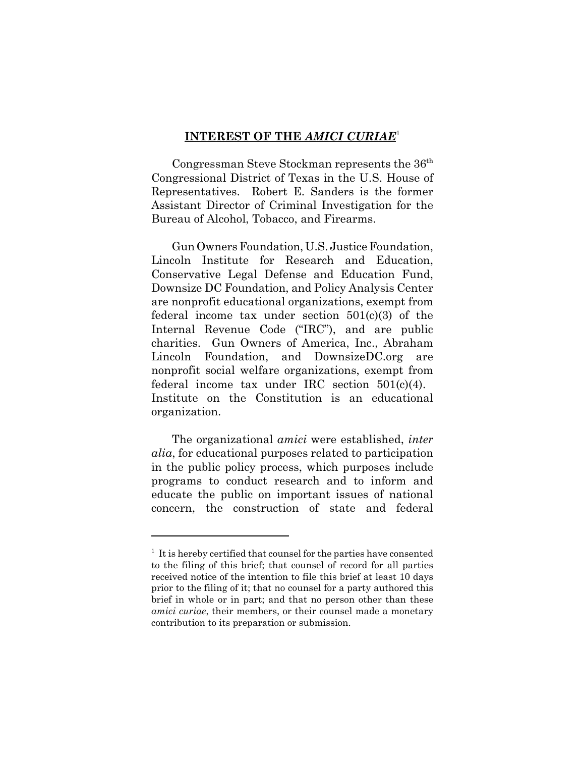## INTEREST OF THE *AMICI CURIAE*[1]

Congressman Steve Stockman represents the 36th Congressional District of Texas in the U.S. House of Representatives. Robert E. Sanders is the former Assistant Director of Criminal Investigation for the Bureau of Alcohol, Tobacco, and Firearms.

Gun Owners Foundation, U.S. Justice Foundation, Lincoln Institute for Research and Education, Conservative Legal Defense and Education Fund, Downsize DC Foundation, and Policy Analysis Center are nonprofit educational organizations, exempt from federal income tax under section 501(c)(3) of the Internal Revenue Code ("IRC"), and are public charities. Gun Owners of America, Inc., Abraham Lincoln Foundation, and DownsizeDC.org are nonprofit social welfare organizations, exempt from federal income tax under IRC section 501(c)(4). Institute on the Constitution is an educational organization.

The organizational *amici* were established, *inter alia*, for educational purposes related to participation in the public policy process, which purposes include programs to conduct research and to inform and educate the public on important issues of national concern, the construction of state and federal

---

[1] It is hereby certified that counsel for the parties have consented to the filing of this brief; that counsel of record for all parties received notice of the intention to file this brief at least 10 days prior to the filing of it; that no counsel for a party authored this brief in whole or in part; and that no person other than these *amici curiae*, their members, or their counsel made a monetary contribution to its preparation or submission.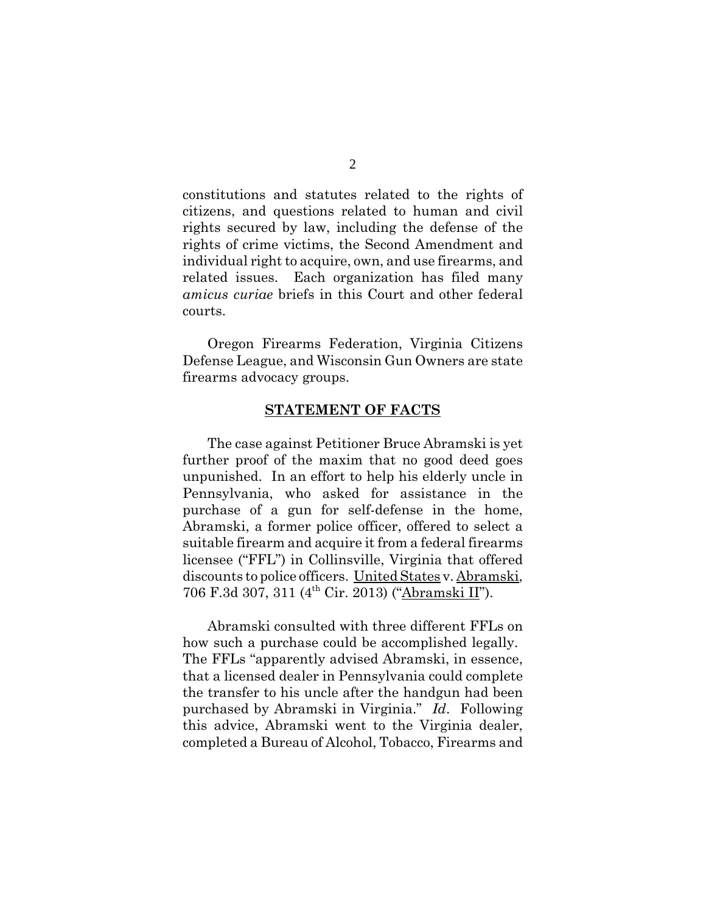constitutions and statutes related to the rights of citizens, and questions related to human and civil rights secured by law, including the defense of the rights of crime victims, the Second Amendment and individual right to acquire, own, and use firearms, and related issues. Each organization has filed many *amicus curiae* briefs in this Court and other federal courts.

Oregon Firearms Federation, Virginia Citizens Defense League, and Wisconsin Gun Owners are state firearms advocacy groups.

## STATEMENT OF FACTS

The case against Petitioner Bruce Abramski is yet further proof of the maxim that no good deed goes unpunished. In an effort to help his elderly uncle in Pennsylvania, who asked for assistance in the purchase of a gun for self-defense in the home, Abramski, a former police officer, offered to select a suitable firearm and acquire it from a federal firearms licensee ("FFL") in Collinsville, Virginia that offered discounts to police officers. United States v. Abramski, 706 F.3d 307, 311 (4th Cir. 2013) ("Abramski II").

Abramski consulted with three different FFLs on how such a purchase could be accomplished legally. The FFLs "apparently advised Abramski, in essence, that a licensed dealer in Pennsylvania could complete the transfer to his uncle after the handgun had been purchased by Abramski in Virginia." *Id*. Following this advice, Abramski went to the Virginia dealer, completed a Bureau of Alcohol, Tobacco, Firearms and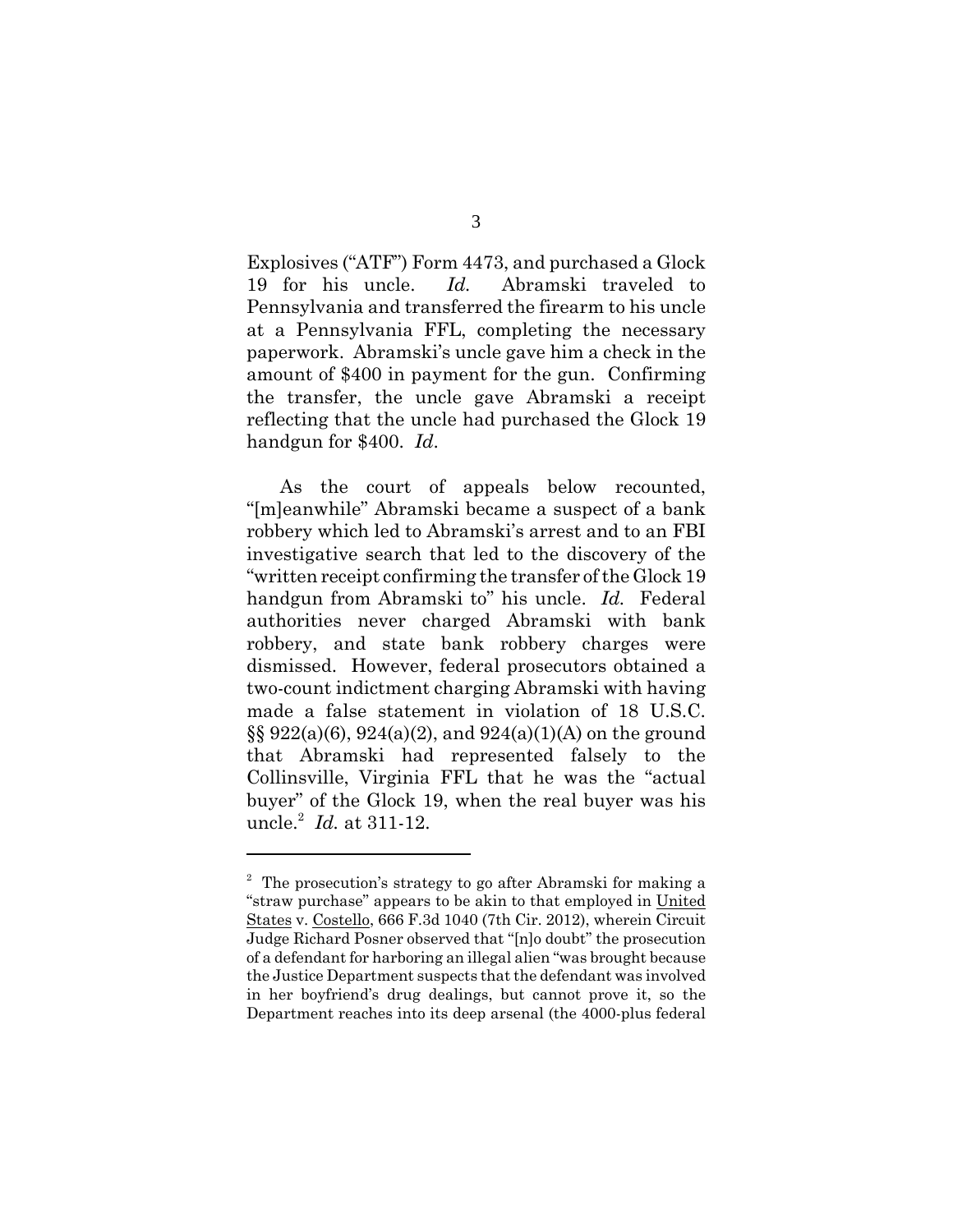Explosives ("ATF") Form 4473, and purchased a Glock 19 for his uncle. *Id.* Abramski traveled to Pennsylvania and transferred the firearm to his uncle at a Pennsylvania FFL, completing the necessary paperwork. Abramski's uncle gave him a check in the amount of $400 in payment for the gun. Confirming the transfer, the uncle gave Abramski a receipt reflecting that the uncle had purchased the Glock 19 handgun for $400. *Id*.

As the court of appeals below recounted, "[m]eanwhile" Abramski became a suspect of a bank robbery which led to Abramski's arrest and to an FBI investigative search that led to the discovery of the "written receipt confirming the transfer of the Glock 19 handgun from Abramski to" his uncle. *Id.* Federal authorities never charged Abramski with bank robbery, and state bank robbery charges were dismissed. However, federal prosecutors obtained a two-count indictment charging Abramski with having made a false statement in violation of 18 U.S.C. §§ 922(a)(6), 924(a)(2), and 924(a)(1)(A) on the ground that Abramski had represented falsely to the Collinsville, Virginia FFL that he was the "actual buyer" of the Glock 19, when the real buyer was his uncle.[2] *Id.* at 311-12.

---

[2] The prosecution's strategy to go after Abramski for making a "straw purchase" appears to be akin to that employed in United States v. Costello, 666 F.3d 1040 (7th Cir. 2012), wherein Circuit Judge Richard Posner observed that "[n]o doubt" the prosecution of a defendant for harboring an illegal alien "was brought because the Justice Department suspects that the defendant was involved in her boyfriend's drug dealings, but cannot prove it, so the Department reaches into its deep arsenal (the 4000-plus federal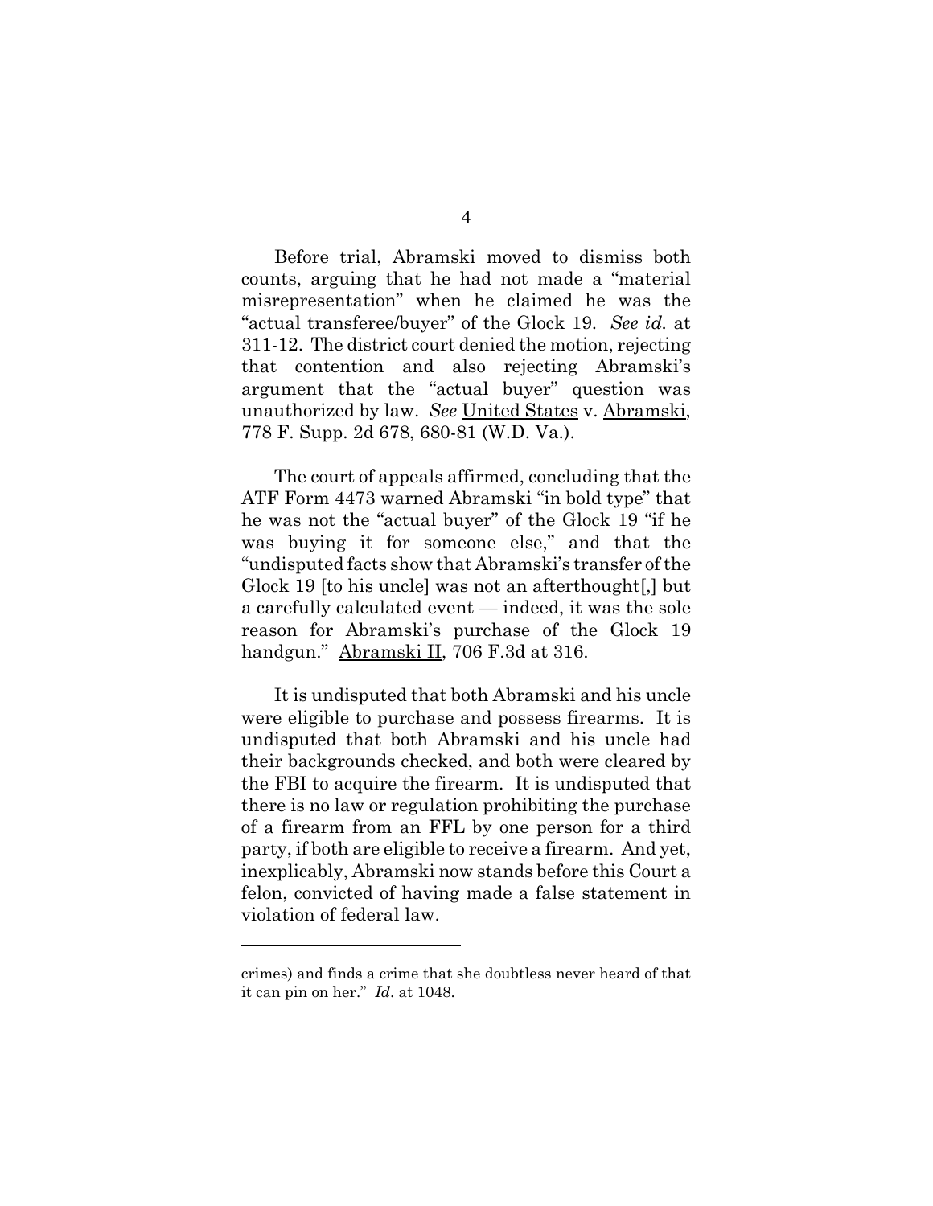Before trial, Abramski moved to dismiss both counts, arguing that he had not made a "material misrepresentation" when he claimed he was the "actual transferee/buyer" of the Glock 19. *See id.* at 311-12. The district court denied the motion, rejecting that contention and also rejecting Abramski's argument that the "actual buyer" question was unauthorized by law. *See* United States v. Abramski, 778 F. Supp. 2d 678, 680-81 (W.D. Va.).

The court of appeals affirmed, concluding that the ATF Form 4473 warned Abramski "in bold type" that he was not the "actual buyer" of the Glock 19 "if he was buying it for someone else," and that the "undisputed facts show that Abramski's transfer of the Glock 19 [to his uncle] was not an afterthought[,] but a carefully calculated event — indeed, it was the sole reason for Abramski's purchase of the Glock 19 handgun." Abramski II, 706 F.3d at 316.

It is undisputed that both Abramski and his uncle were eligible to purchase and possess firearms. It is undisputed that both Abramski and his uncle had their backgrounds checked, and both were cleared by the FBI to acquire the firearm. It is undisputed that there is no law or regulation prohibiting the purchase of a firearm from an FFL by one person for a third party, if both are eligible to receive a firearm. And yet, inexplicably, Abramski now stands before this Court a felon, convicted of having made a false statement in violation of federal law.

---

crimes) and finds a crime that she doubtless never heard of that it can pin on her." *Id*. at 1048.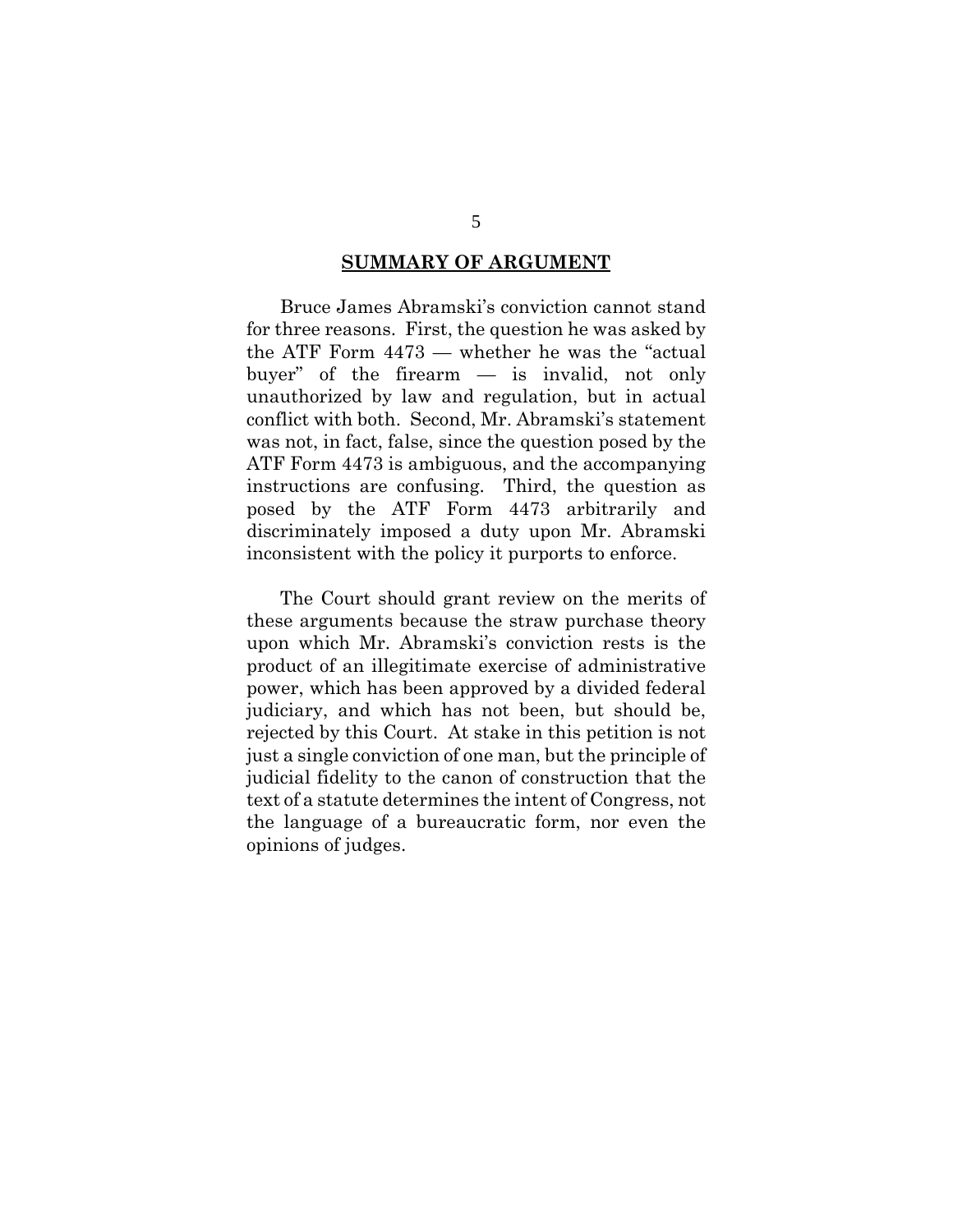## SUMMARY OF ARGUMENT

Bruce James Abramski's conviction cannot stand for three reasons. First, the question he was asked by the ATF Form 4473 — whether he was the "actual buyer" of the firearm — is invalid, not only unauthorized by law and regulation, but in actual conflict with both. Second, Mr. Abramski's statement was not, in fact, false, since the question posed by the ATF Form 4473 is ambiguous, and the accompanying instructions are confusing. Third, the question as posed by the ATF Form 4473 arbitrarily and discriminately imposed a duty upon Mr. Abramski inconsistent with the policy it purports to enforce.

The Court should grant review on the merits of these arguments because the straw purchase theory upon which Mr. Abramski's conviction rests is the product of an illegitimate exercise of administrative power, which has been approved by a divided federal judiciary, and which has not been, but should be, rejected by this Court. At stake in this petition is not just a single conviction of one man, but the principle of judicial fidelity to the canon of construction that the text of a statute determines the intent of Congress, not the language of a bureaucratic form, nor even the opinions of judges.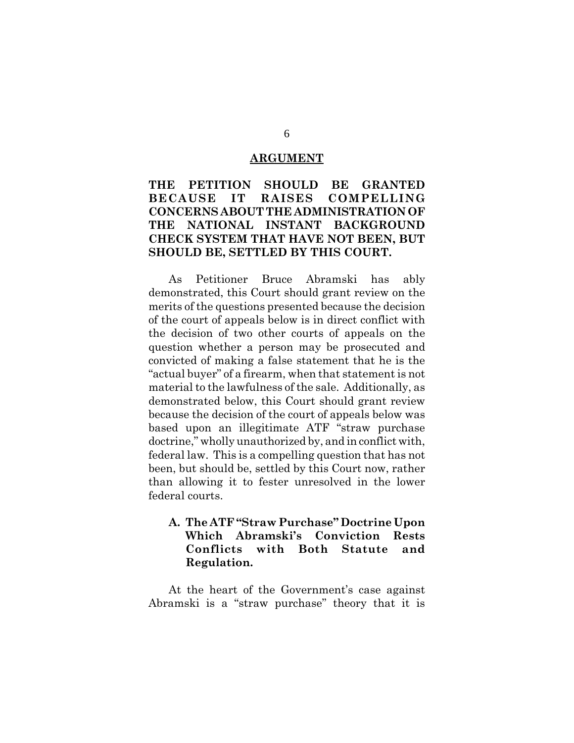## ARGUMENT

### THE PETITION SHOULD BE GRANTED BECAUSE IT RAISES COMPELLING CONCERNS ABOUT THE ADMINISTRATION OF THE NATIONAL INSTANT BACKGROUND CHECK SYSTEM THAT HAVE NOT BEEN, BUT SHOULD BE, SETTLED BY THIS COURT.

As Petitioner Bruce Abramski has ably demonstrated, this Court should grant review on the merits of the questions presented because the decision of the court of appeals below is in direct conflict with the decision of two other courts of appeals on the question whether a person may be prosecuted and convicted of making a false statement that he is the "actual buyer" of a firearm, when that statement is not material to the lawfulness of the sale. Additionally, as demonstrated below, this Court should grant review because the decision of the court of appeals below was based upon an illegitimate ATF "straw purchase doctrine," wholly unauthorized by, and in conflict with, federal law. This is a compelling question that has not been, but should be, settled by this Court now, rather than allowing it to fester unresolved in the lower federal courts.

#### A. The ATF "Straw Purchase" Doctrine Upon Which Abramski's Conviction Rests Conflicts with Both Statute and Regulation.

At the heart of the Government's case against Abramski is a "straw purchase" theory that it is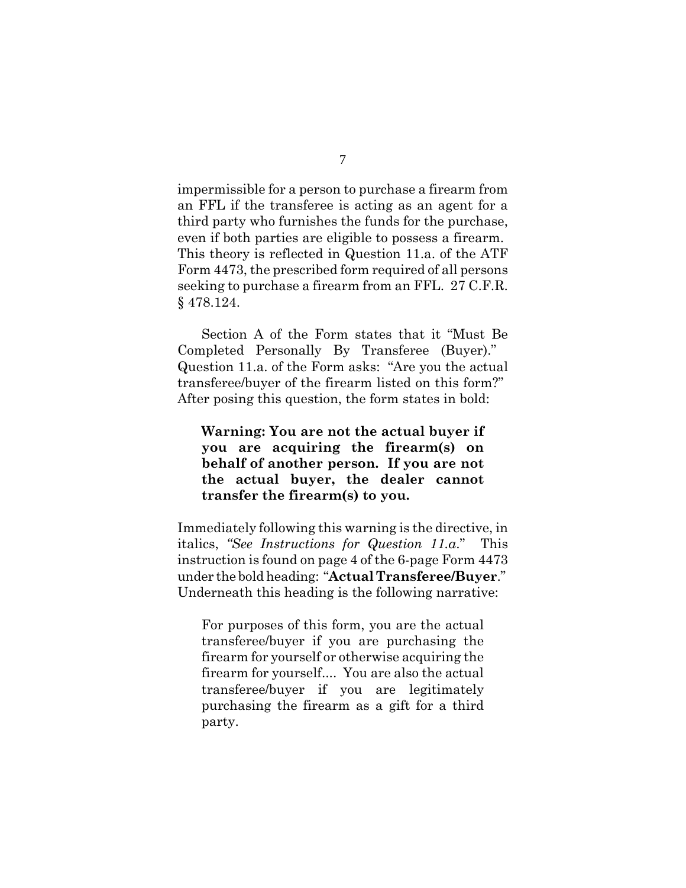impermissible for a person to purchase a firearm from an FFL if the transferee is acting as an agent for a third party who furnishes the funds for the purchase, even if both parties are eligible to possess a firearm. This theory is reflected in Question 11.a. of the ATF Form 4473, the prescribed form required of all persons seeking to purchase a firearm from an FFL. 27 C.F.R. § 478.124.

Section A of the Form states that it "Must Be Completed Personally By Transferee (Buyer)." Question 11.a. of the Form asks: "Are you the actual transferee/buyer of the firearm listed on this form?" After posing this question, the form states in bold:

> **Warning: You are not the actual buyer if you are acquiring the firearm(s) on behalf of another person. If you are not the actual buyer, the dealer cannot transfer the firearm(s) to you.**

Immediately following this warning is the directive, in italics, *"See Instructions for Question 11.a."* This instruction is found on page 4 of the 6-page Form 4473 under the bold heading: "**Actual Transferee/Buyer**." Underneath this heading is the following narrative:

> For purposes of this form, you are the actual transferee/buyer if you are purchasing the firearm for yourself or otherwise acquiring the firearm for yourself.... You are also the actual transferee/buyer if you are legitimately purchasing the firearm as a gift for a third party.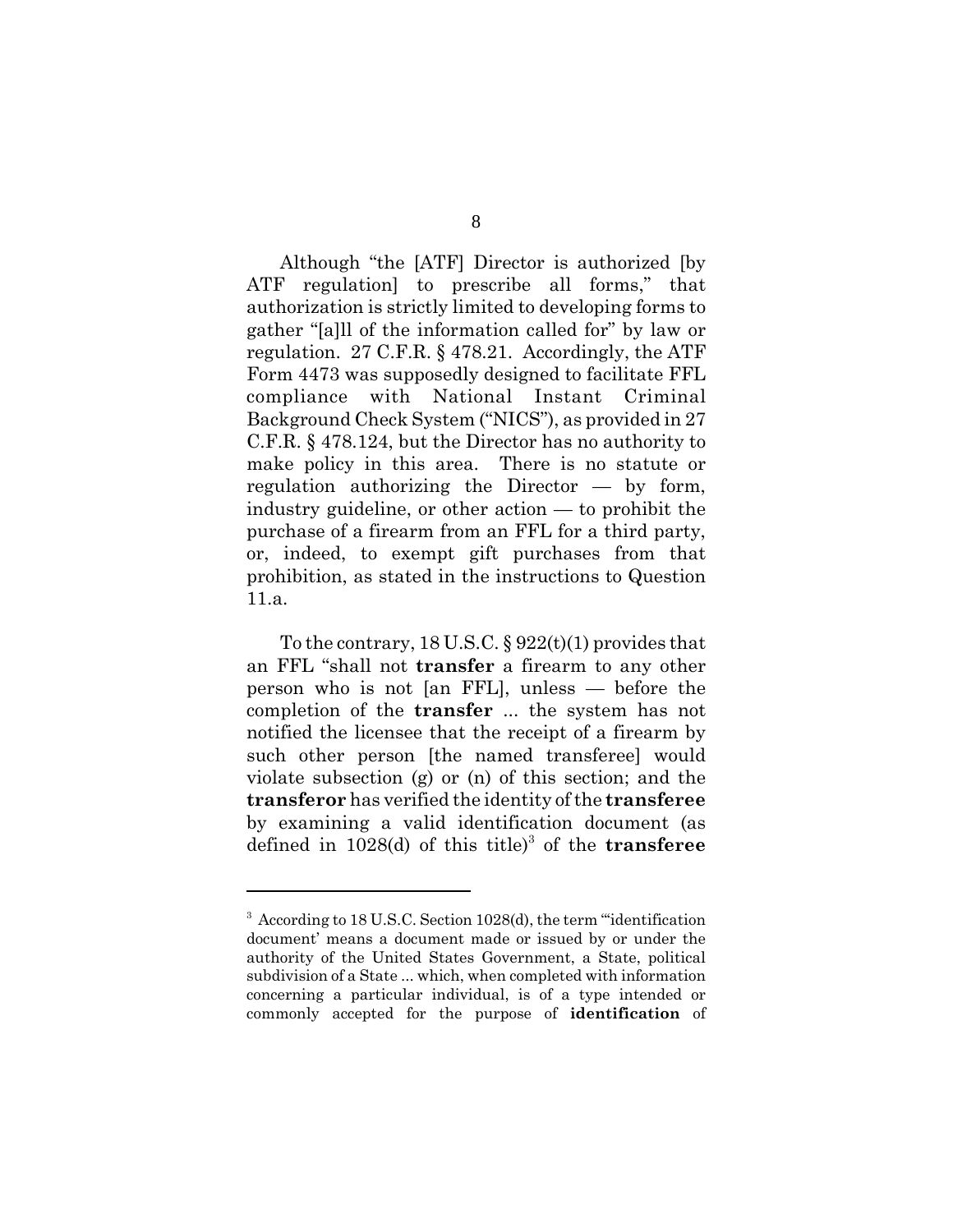Although "the [ATF] Director is authorized [by ATF regulation] to prescribe all forms," that authorization is strictly limited to developing forms to gather "[a]ll of the information called for" by law or regulation. 27 C.F.R. § 478.21. Accordingly, the ATF Form 4473 was supposedly designed to facilitate FFL compliance with National Instant Criminal Background Check System ("NICS"), as provided in 27 C.F.R. § 478.124, but the Director has no authority to make policy in this area. There is no statute or regulation authorizing the Director — by form, industry guideline, or other action — to prohibit the purchase of a firearm from an FFL for a third party, or, indeed, to exempt gift purchases from that prohibition, as stated in the instructions to Question 11.a.

To the contrary, 18 U.S.C. § 922(t)(1) provides that an FFL "shall not **transfer** a firearm to any other person who is not [an FFL], unless — before the completion of the **transfer** ... the system has not notified the licensee that the receipt of a firearm by such other person [the named transferee] would violate subsection (g) or (n) of this section; and the **transferor** has verified the identity of the **transferee** by examining a valid identification document (as defined in 1028(d) of this title)[3] of the **transferee**

---

[3] According to 18 U.S.C. Section 1028(d), the term "'identification document' means a document made or issued by or under the authority of the United States Government, a State, political subdivision of a State ... which, when completed with information concerning a particular individual, is of a type intended or commonly accepted for the purpose of **identification** of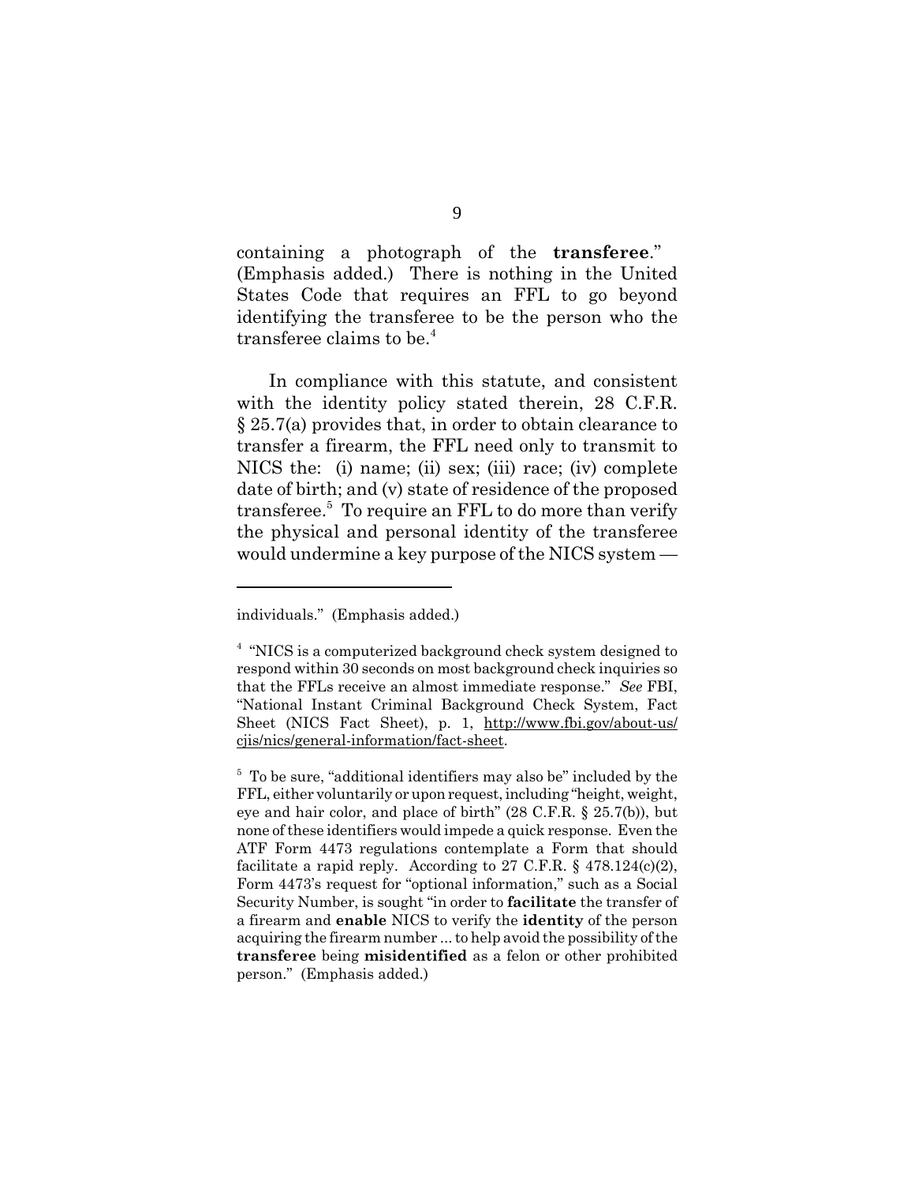containing a photograph of the **transferee**." (Emphasis added.) There is nothing in the United States Code that requires an FFL to go beyond identifying the transferee to be the person who the transferee claims to be.[4]

In compliance with this statute, and consistent with the identity policy stated therein, 28 C.F.R. § 25.7(a) provides that, in order to obtain clearance to transfer a firearm, the FFL need only to transmit to NICS the: (i) name; (ii) sex; (iii) race; (iv) complete date of birth; and (v) state of residence of the proposed transferee.[5] To require an FFL to do more than verify the physical and personal identity of the transferee would undermine a key purpose of the NICS system —

---

individuals." (Emphasis added.)

[4] "NICS is a computerized background check system designed to respond within 30 seconds on most background check inquiries so that the FFLs receive an almost immediate response." *See* FBI, "National Instant Criminal Background Check System, Fact Sheet (NICS Fact Sheet), p. 1, http://www.fbi.gov/about-us/cjis/nics/general-information/fact-sheet.

[5] To be sure, "additional identifiers may also be" included by the FFL, either voluntarily or upon request, including "height, weight, eye and hair color, and place of birth" (28 C.F.R. § 25.7(b)), but none of these identifiers would impede a quick response. Even the ATF Form 4473 regulations contemplate a Form that should facilitate a rapid reply. According to 27 C.F.R. § 478.124(c)(2), Form 4473's request for "optional information," such as a Social Security Number, is sought "in order to **facilitate** the transfer of a firearm and **enable** NICS to verify the **identity** of the person acquiring the firearm number ... to help avoid the possibility of the **transferee** being **misidentified** as a felon or other prohibited person." (Emphasis added.)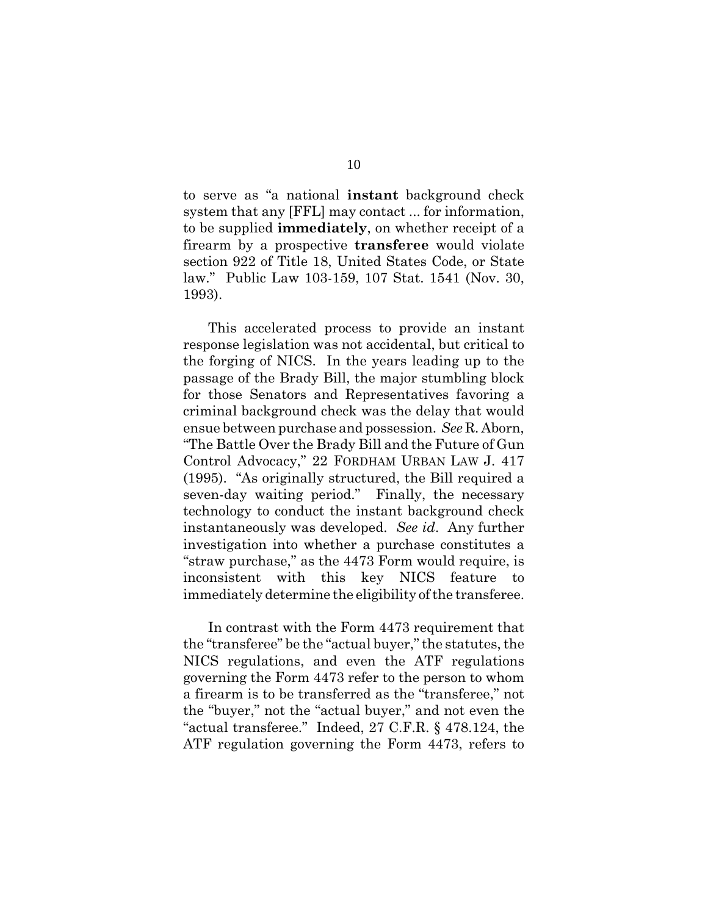to serve as "a national **instant** background check system that any [FFL] may contact ... for information, to be supplied **immediately**, on whether receipt of a firearm by a prospective **transferee** would violate section 922 of Title 18, United States Code, or State law." Public Law 103-159, 107 Stat. 1541 (Nov. 30, 1993).

This accelerated process to provide an instant response legislation was not accidental, but critical to the forging of NICS. In the years leading up to the passage of the Brady Bill, the major stumbling block for those Senators and Representatives favoring a criminal background check was the delay that would ensue between purchase and possession. *See* R. Aborn, "The Battle Over the Brady Bill and the Future of Gun Control Advocacy," 22 FORDHAM URBAN LAW J. 417 (1995). "As originally structured, the Bill required a seven-day waiting period." Finally, the necessary technology to conduct the instant background check instantaneously was developed. *See id*. Any further investigation into whether a purchase constitutes a "straw purchase," as the 4473 Form would require, is inconsistent with this key NICS feature to immediately determine the eligibility of the transferee.

In contrast with the Form 4473 requirement that the "transferee" be the "actual buyer," the statutes, the NICS regulations, and even the ATF regulations governing the Form 4473 refer to the person to whom a firearm is to be transferred as the "transferee," not the "buyer," not the "actual buyer," and not even the "actual transferee." Indeed, 27 C.F.R. § 478.124, the ATF regulation governing the Form 4473, refers to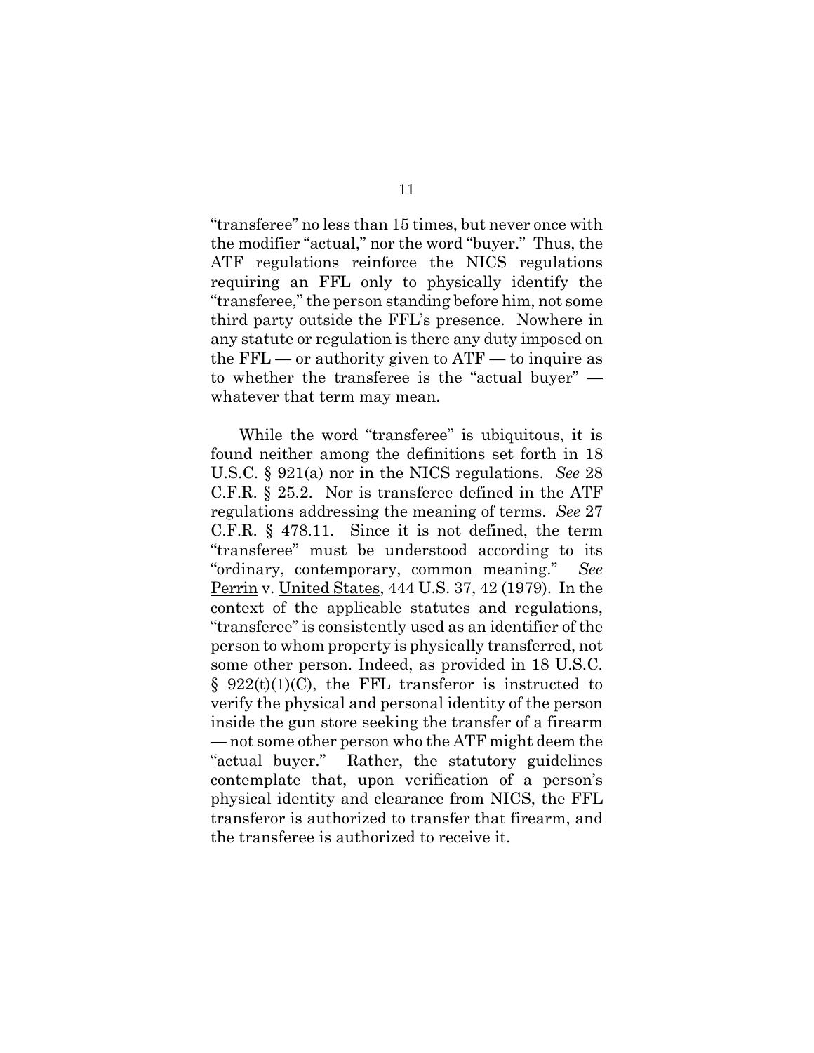"transferee" no less than 15 times, but never once with the modifier "actual," nor the word "buyer." Thus, the ATF regulations reinforce the NICS regulations requiring an FFL only to physically identify the "transferee," the person standing before him, not some third party outside the FFL's presence. Nowhere in any statute or regulation is there any duty imposed on the FFL — or authority given to ATF — to inquire as to whether the transferee is the "actual buyer" — whatever that term may mean.

While the word "transferee" is ubiquitous, it is found neither among the definitions set forth in 18 U.S.C. § 921(a) nor in the NICS regulations. *See* 28 C.F.R. § 25.2. Nor is transferee defined in the ATF regulations addressing the meaning of terms. *See* 27 C.F.R. § 478.11. Since it is not defined, the term "transferee" must be understood according to its "ordinary, contemporary, common meaning." *See* Perrin v. United States, 444 U.S. 37, 42 (1979). In the context of the applicable statutes and regulations, "transferee" is consistently used as an identifier of the person to whom property is physically transferred, not some other person. Indeed, as provided in 18 U.S.C. § 922(t)(1)(C), the FFL transferor is instructed to verify the physical and personal identity of the person inside the gun store seeking the transfer of a firearm — not some other person who the ATF might deem the "actual buyer." Rather, the statutory guidelines contemplate that, upon verification of a person's physical identity and clearance from NICS, the FFL transferor is authorized to transfer that firearm, and the transferee is authorized to receive it.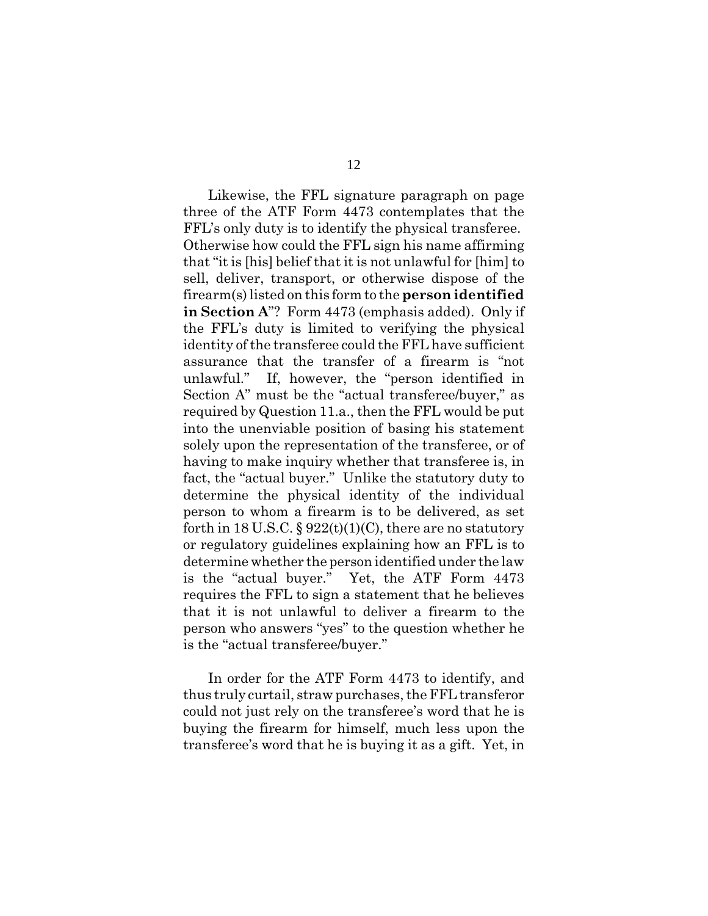Likewise, the FFL signature paragraph on page three of the ATF Form 4473 contemplates that the FFL's only duty is to identify the physical transferee. Otherwise how could the FFL sign his name affirming that "it is [his] belief that it is not unlawful for [him] to sell, deliver, transport, or otherwise dispose of the firearm(s) listed on this form to the **person identified in Section A**"? Form 4473 (emphasis added). Only if the FFL's duty is limited to verifying the physical identity of the transferee could the FFL have sufficient assurance that the transfer of a firearm is "not unlawful." If, however, the "person identified in Section A" must be the "actual transferee/buyer," as required by Question 11.a., then the FFL would be put into the unenviable position of basing his statement solely upon the representation of the transferee, or of having to make inquiry whether that transferee is, in fact, the "actual buyer." Unlike the statutory duty to determine the physical identity of the individual person to whom a firearm is to be delivered, as set forth in 18 U.S.C. § 922(t)(1)(C), there are no statutory or regulatory guidelines explaining how an FFL is to determine whether the person identified under the law is the "actual buyer." Yet, the ATF Form 4473 requires the FFL to sign a statement that he believes that it is not unlawful to deliver a firearm to the person who answers "yes" to the question whether he is the "actual transferee/buyer."

In order for the ATF Form 4473 to identify, and thus truly curtail, straw purchases, the FFL transferor could not just rely on the transferee's word that he is buying the firearm for himself, much less upon the transferee's word that he is buying it as a gift. Yet, in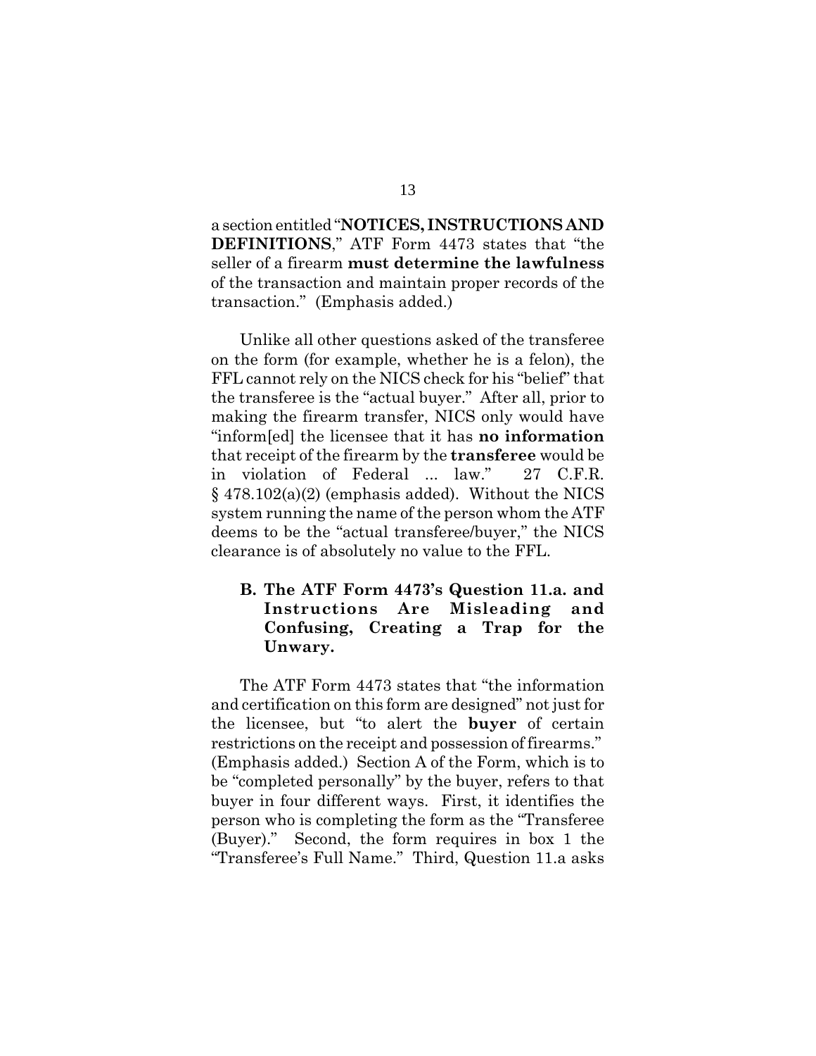a section entitled "**NOTICES, INSTRUCTIONS AND DEFINITIONS**," ATF Form 4473 states that "the seller of a firearm **must determine the lawfulness** of the transaction and maintain proper records of the transaction." (Emphasis added.)

Unlike all other questions asked of the transferee on the form (for example, whether he is a felon), the FFL cannot rely on the NICS check for his "belief" that the transferee is the "actual buyer." After all, prior to making the firearm transfer, NICS only would have "inform[ed] the licensee that it has **no information** that receipt of the firearm by the **transferee** would be in violation of Federal ... law." 27 C.F.R. § 478.102(a)(2) (emphasis added). Without the NICS system running the name of the person whom the ATF deems to be the "actual transferee/buyer," the NICS clearance is of absolutely no value to the FFL.

### B. The ATF Form 4473's Question 11.a. and Instructions Are Misleading and Confusing, Creating a Trap for the Unwary.

The ATF Form 4473 states that "the information and certification on this form are designed" not just for the licensee, but "to alert the **buyer** of certain restrictions on the receipt and possession of firearms." (Emphasis added.) Section A of the Form, which is to be "completed personally" by the buyer, refers to that buyer in four different ways. First, it identifies the person who is completing the form as the "Transferee (Buyer)." Second, the form requires in box 1 the "Transferee's Full Name." Third, Question 11.a asks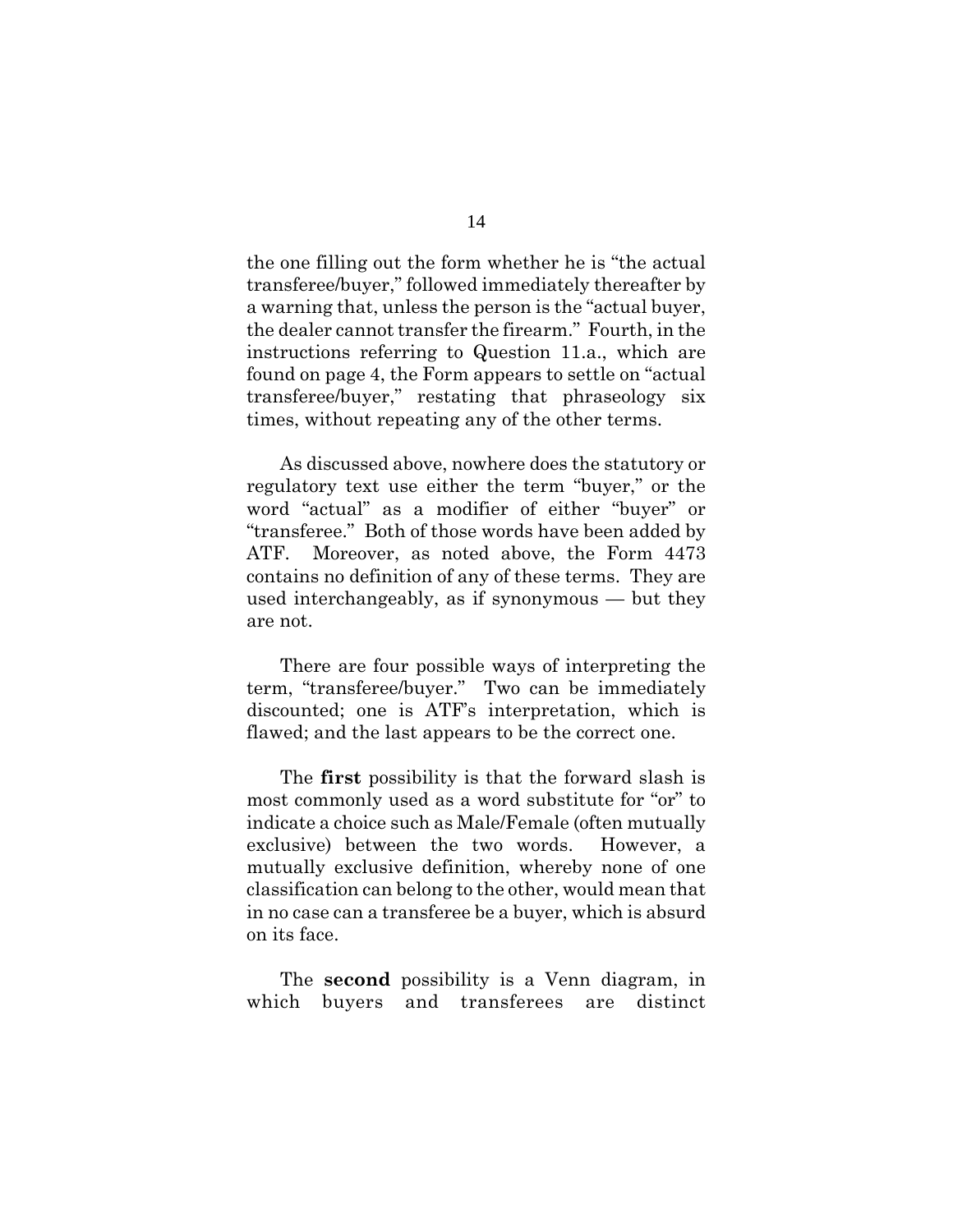the one filling out the form whether he is "the actual transferee/buyer," followed immediately thereafter by a warning that, unless the person is the "actual buyer, the dealer cannot transfer the firearm." Fourth, in the instructions referring to Question 11.a., which are found on page 4, the Form appears to settle on "actual transferee/buyer," restating that phraseology six times, without repeating any of the other terms.

As discussed above, nowhere does the statutory or regulatory text use either the term "buyer," or the word "actual" as a modifier of either "buyer" or "transferee." Both of those words have been added by ATF. Moreover, as noted above, the Form 4473 contains no definition of any of these terms. They are used interchangeably, as if synonymous — but they are not.

There are four possible ways of interpreting the term, "transferee/buyer." Two can be immediately discounted; one is ATF's interpretation, which is flawed; and the last appears to be the correct one.

The **first** possibility is that the forward slash is most commonly used as a word substitute for "or" to indicate a choice such as Male/Female (often mutually exclusive) between the two words. However, a mutually exclusive definition, whereby none of one classification can belong to the other, would mean that in no case can a transferee be a buyer, which is absurd on its face.

The **second** possibility is a Venn diagram, in which buyers and transferees are distinct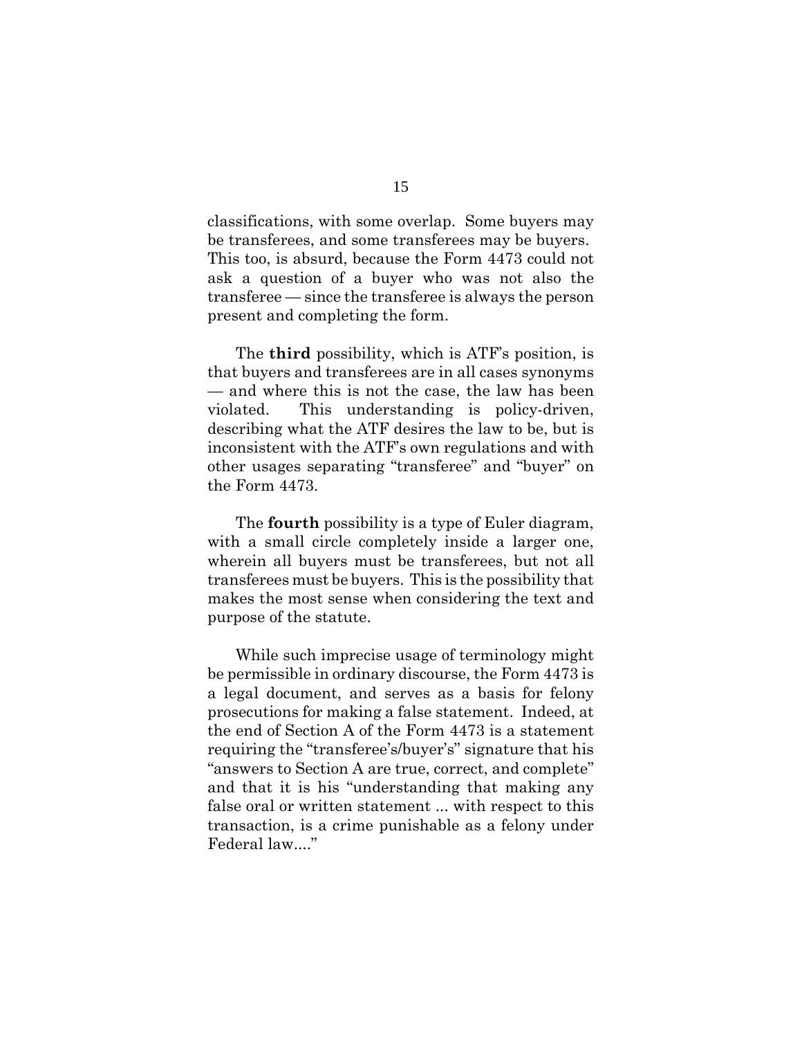classifications, with some overlap. Some buyers may be transferees, and some transferees may be buyers. This too, is absurd, because the Form 4473 could not ask a question of a buyer who was not also the transferee — since the transferee is always the person present and completing the form.

The **third** possibility, which is ATF's position, is that buyers and transferees are in all cases synonyms — and where this is not the case, the law has been violated. This understanding is policy-driven, describing what the ATF desires the law to be, but is inconsistent with the ATF's own regulations and with other usages separating "transferee" and "buyer" on the Form 4473.

The **fourth** possibility is a type of Euler diagram, with a small circle completely inside a larger one, wherein all buyers must be transferees, but not all transferees must be buyers. This is the possibility that makes the most sense when considering the text and purpose of the statute.

While such imprecise usage of terminology might be permissible in ordinary discourse, the Form 4473 is a legal document, and serves as a basis for felony prosecutions for making a false statement. Indeed, at the end of Section A of the Form 4473 is a statement requiring the "transferee's/buyer's" signature that his "answers to Section A are true, correct, and complete" and that it is his "understanding that making any false oral or written statement ... with respect to this transaction, is a crime punishable as a felony under Federal law...."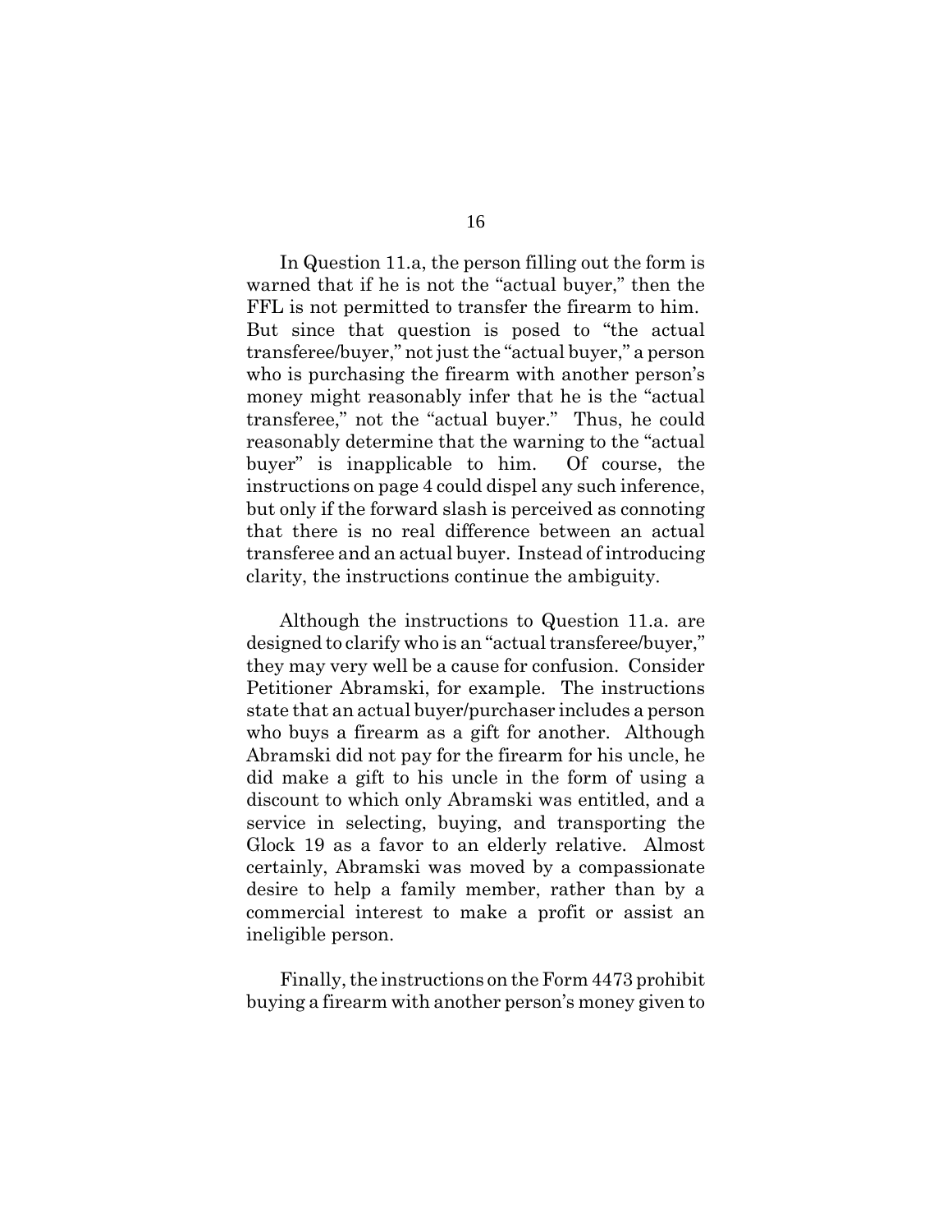In Question 11.a, the person filling out the form is warned that if he is not the "actual buyer," then the FFL is not permitted to transfer the firearm to him. But since that question is posed to "the actual transferee/buyer," not just the "actual buyer," a person who is purchasing the firearm with another person's money might reasonably infer that he is the "actual transferee," not the "actual buyer." Thus, he could reasonably determine that the warning to the "actual buyer" is inapplicable to him. Of course, the instructions on page 4 could dispel any such inference, but only if the forward slash is perceived as connoting that there is no real difference between an actual transferee and an actual buyer. Instead of introducing clarity, the instructions continue the ambiguity.

Although the instructions to Question 11.a. are designed to clarify who is an "actual transferee/buyer," they may very well be a cause for confusion. Consider Petitioner Abramski, for example. The instructions state that an actual buyer/purchaser includes a person who buys a firearm as a gift for another. Although Abramski did not pay for the firearm for his uncle, he did make a gift to his uncle in the form of using a discount to which only Abramski was entitled, and a service in selecting, buying, and transporting the Glock 19 as a favor to an elderly relative. Almost certainly, Abramski was moved by a compassionate desire to help a family member, rather than by a commercial interest to make a profit or assist an ineligible person.

Finally, the instructions on the Form 4473 prohibit buying a firearm with another person's money given to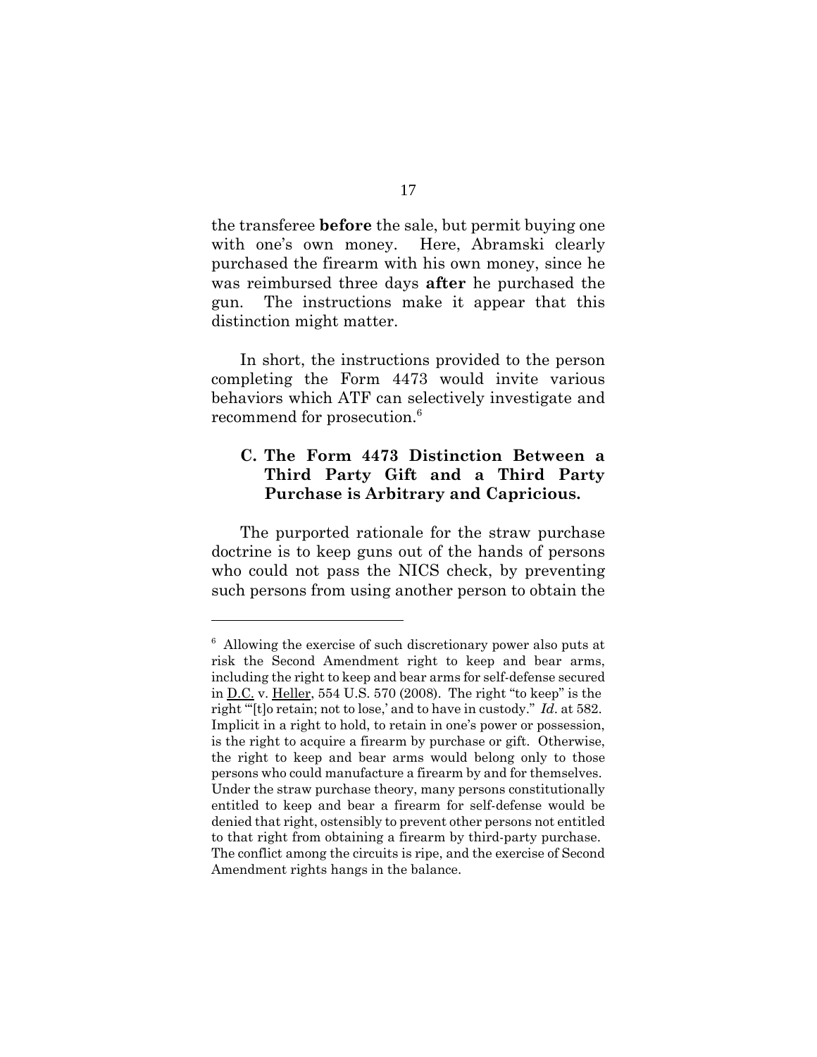the transferee **before** the sale, but permit buying one with one's own money. Here, Abramski clearly purchased the firearm with his own money, since he was reimbursed three days **after** he purchased the gun. The instructions make it appear that this distinction might matter.

In short, the instructions provided to the person completing the Form 4473 would invite various behaviors which ATF can selectively investigate and recommend for prosecution.[6]

### C. The Form 4473 Distinction Between a Third Party Gift and a Third Party Purchase is Arbitrary and Capricious.

The purported rationale for the straw purchase doctrine is to keep guns out of the hands of persons who could not pass the NICS check, by preventing such persons from using another person to obtain the

---

[6] Allowing the exercise of such discretionary power also puts at risk the Second Amendment right to keep and bear arms, including the right to keep and bear arms for self-defense secured in D.C. v. Heller, 554 U.S. 570 (2008). The right "to keep" is the right "'[t]o retain; not to lose,' and to have in custody." *Id*. at 582. Implicit in a right to hold, to retain in one's power or possession, is the right to acquire a firearm by purchase or gift. Otherwise, the right to keep and bear arms would belong only to those persons who could manufacture a firearm by and for themselves. Under the straw purchase theory, many persons constitutionally entitled to keep and bear a firearm for self-defense would be denied that right, ostensibly to prevent other persons not entitled to that right from obtaining a firearm by third-party purchase. The conflict among the circuits is ripe, and the exercise of Second Amendment rights hangs in the balance.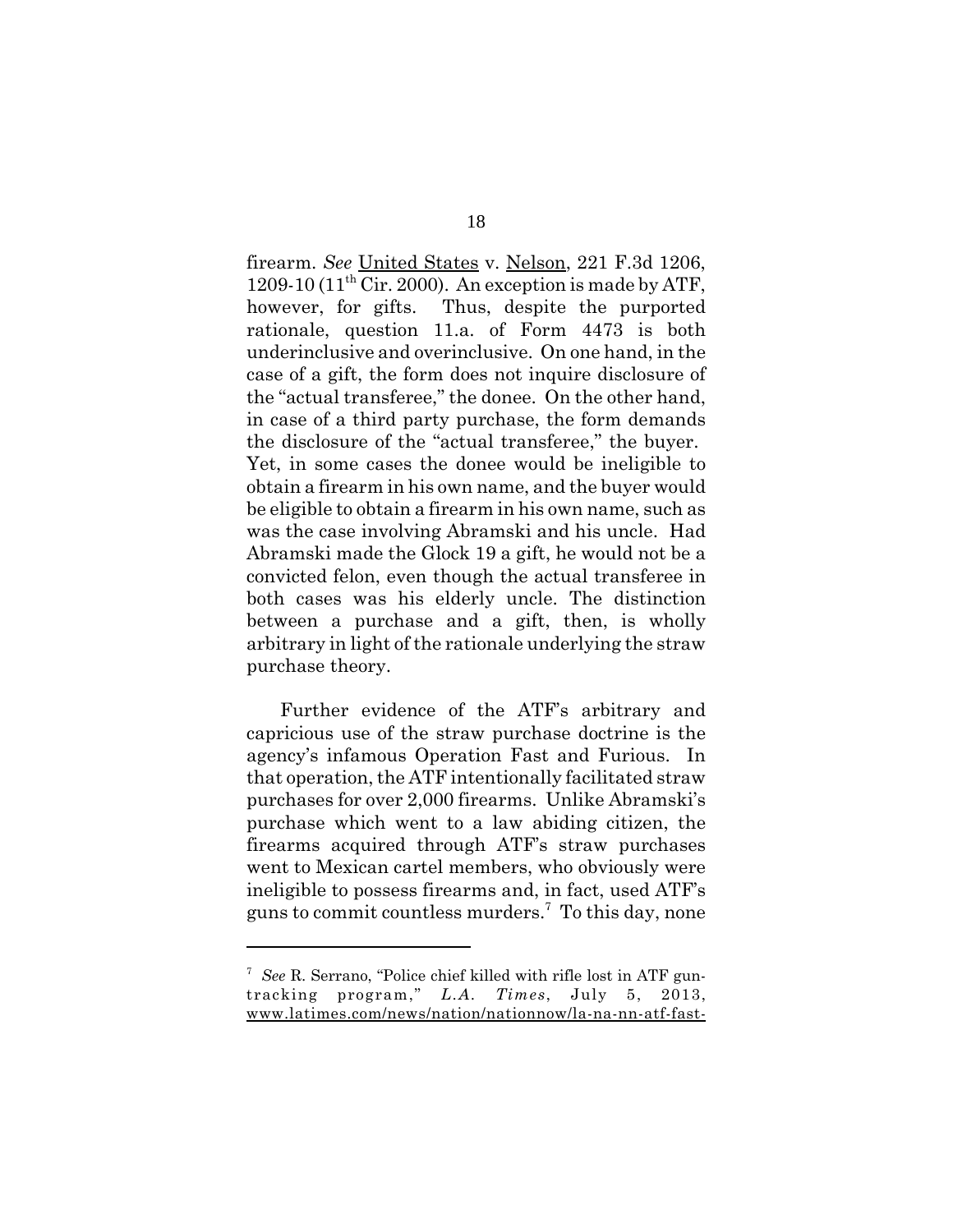firearm. *See* United States v. Nelson, 221 F.3d 1206, 1209-10 ($11^{th}$ Cir. 2000). An exception is made by ATF, however, for gifts. Thus, despite the purported rationale, question 11.a. of Form 4473 is both underinclusive and overinclusive. On one hand, in the case of a gift, the form does not inquire disclosure of the "actual transferee," the donee. On the other hand, in case of a third party purchase, the form demands the disclosure of the "actual transferee," the buyer. Yet, in some cases the donee would be ineligible to obtain a firearm in his own name, and the buyer would be eligible to obtain a firearm in his own name, such as was the case involving Abramski and his uncle. Had Abramski made the Glock 19 a gift, he would not be a convicted felon, even though the actual transferee in both cases was his elderly uncle. The distinction between a purchase and a gift, then, is wholly arbitrary in light of the rationale underlying the straw purchase theory.

Further evidence of the ATF's arbitrary and capricious use of the straw purchase doctrine is the agency's infamous Operation Fast and Furious. In that operation, the ATF intentionally facilitated straw purchases for over 2,000 firearms. Unlike Abramski's purchase which went to a law abiding citizen, the firearms acquired through ATF's straw purchases went to Mexican cartel members, who obviously were ineligible to possess firearms and, in fact, used ATF's guns to commit countless murders.[7] To this day, none

[7] *See* R. Serrano, "Police chief killed with rifle lost in ATF gun-tracking program," *L.A. Times*, July 5, 2013, www.latimes.com/news/nation/nationnow/la-na-nn-atf-fast-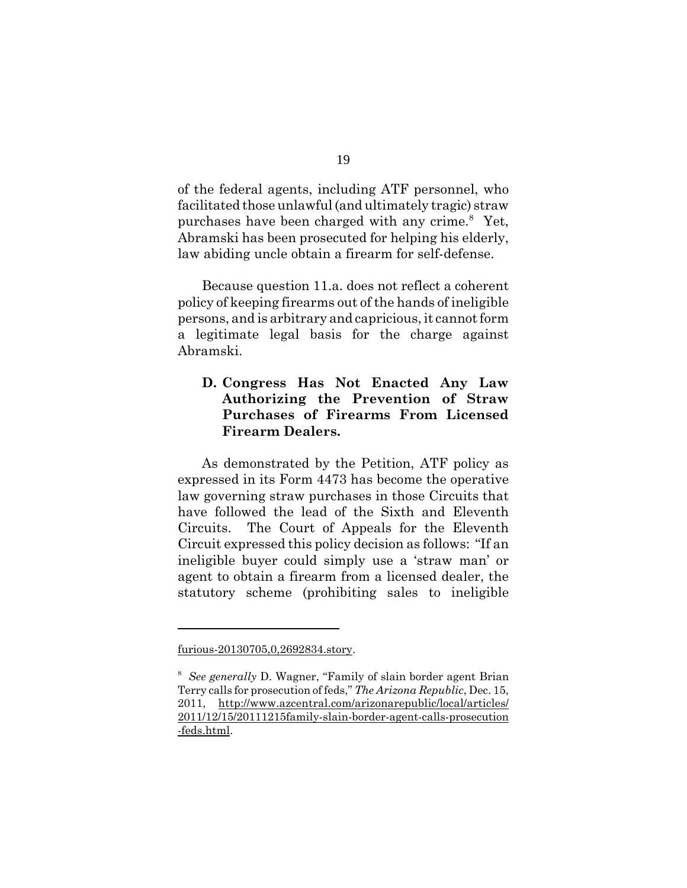of the federal agents, including ATF personnel, who facilitated those unlawful (and ultimately tragic) straw purchases have been charged with any crime.[8] Yet, Abramski has been prosecuted for helping his elderly, law abiding uncle obtain a firearm for self-defense.

Because question 11.a. does not reflect a coherent policy of keeping firearms out of the hands of ineligible persons, and is arbitrary and capricious, it cannot form a legitimate legal basis for the charge against Abramski.

### D. Congress Has Not Enacted Any Law Authorizing the Prevention of Straw Purchases of Firearms From Licensed Firearm Dealers.

As demonstrated by the Petition, ATF policy as expressed in its Form 4473 has become the operative law governing straw purchases in those Circuits that have followed the lead of the Sixth and Eleventh Circuits. The Court of Appeals for the Eleventh Circuit expressed this policy decision as follows: "If an ineligible buyer could simply use a 'straw man' or agent to obtain a firearm from a licensed dealer, the statutory scheme (prohibiting sales to ineligible

---

furious-20130705,0,2692834.story.

[8] *See generally* D. Wagner, "Family of slain border agent Brian Terry calls for prosecution of feds," *The Arizona Republic*, Dec. 15, 2011, http://www.azcentral.com/arizonarepublic/local/articles/2011/12/15/20111215family-slain-border-agent-calls-prosecution-feds.html.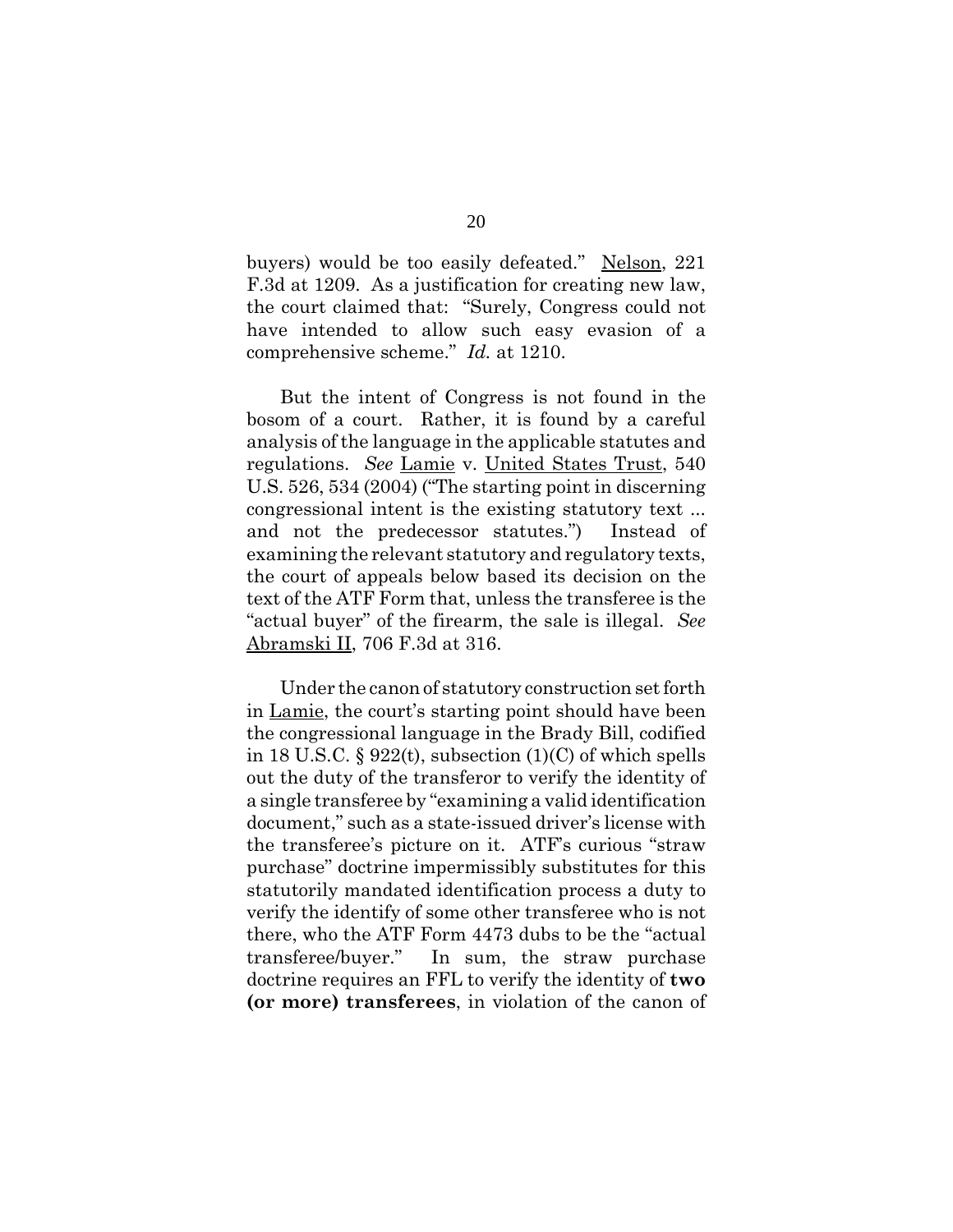buyers) would be too easily defeated." Nelson, 221 F.3d at 1209. As a justification for creating new law, the court claimed that: "Surely, Congress could not have intended to allow such easy evasion of a comprehensive scheme." *Id.* at 1210.

But the intent of Congress is not found in the bosom of a court. Rather, it is found by a careful analysis of the language in the applicable statutes and regulations. *See* Lamie v. United States Trust, 540 U.S. 526, 534 (2004) ("The starting point in discerning congressional intent is the existing statutory text ... and not the predecessor statutes.") Instead of examining the relevant statutory and regulatory texts, the court of appeals below based its decision on the text of the ATF Form that, unless the transferee is the "actual buyer" of the firearm, the sale is illegal. *See* Abramski II, 706 F.3d at 316.

Under the canon of statutory construction set forth in Lamie, the court's starting point should have been the congressional language in the Brady Bill, codified in 18 U.S.C. § 922(t), subsection (1)(C) of which spells out the duty of the transferor to verify the identity of a single transferee by "examining a valid identification document," such as a state-issued driver's license with the transferee's picture on it. ATF's curious "straw purchase" doctrine impermissibly substitutes for this statutorily mandated identification process a duty to verify the identify of some other transferee who is not there, who the ATF Form 4473 dubs to be the "actual transferee/buyer." In sum, the straw purchase doctrine requires an FFL to verify the identity of **two (or more) transferees**, in violation of the canon of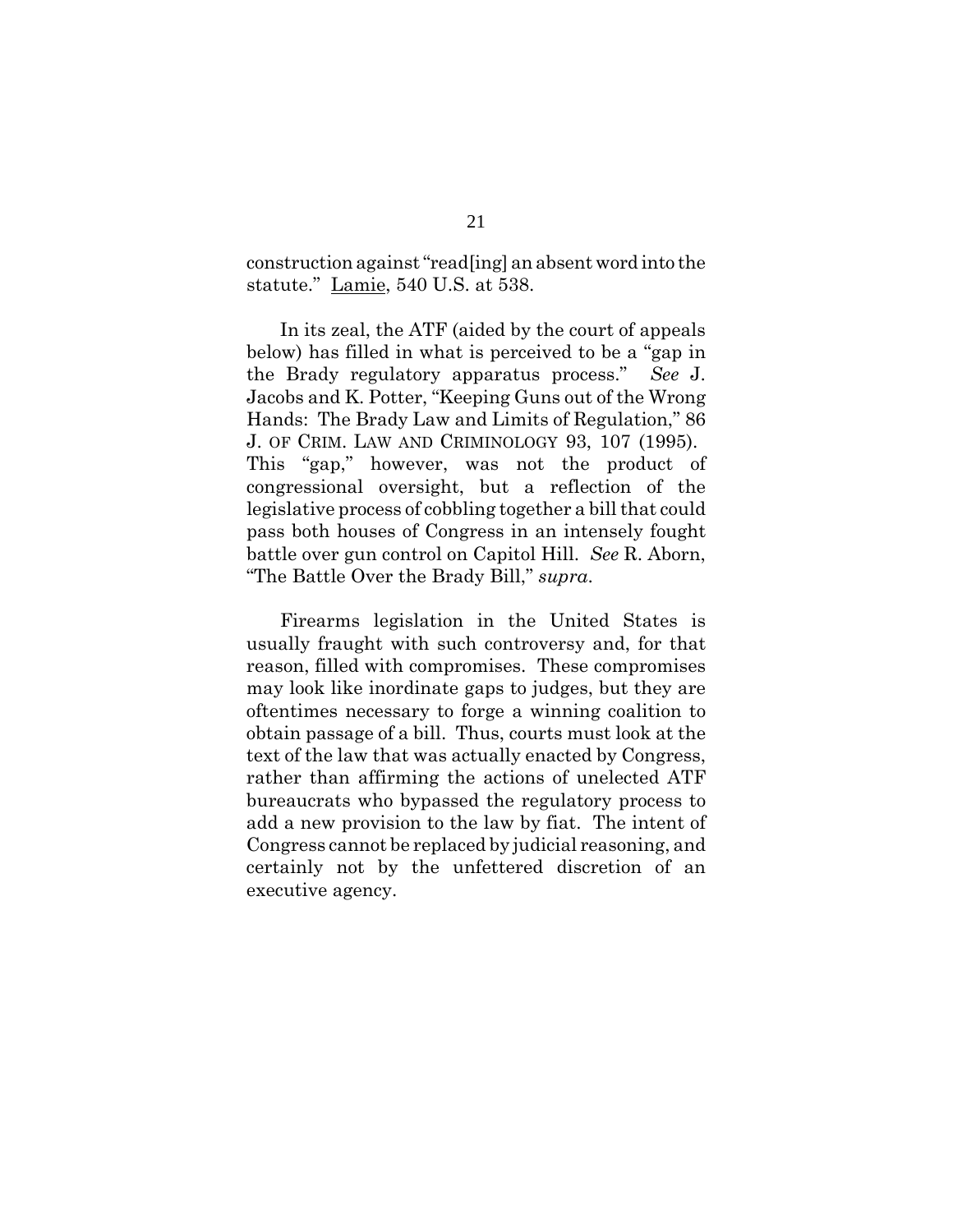construction against "read[ing] an absent word into the statute." Lamie, 540 U.S. at 538.

In its zeal, the ATF (aided by the court of appeals below) has filled in what is perceived to be a "gap in the Brady regulatory apparatus process." *See* J. Jacobs and K. Potter, "Keeping Guns out of the Wrong Hands: The Brady Law and Limits of Regulation," 86 J. OF CRIM. LAW AND CRIMINOLOGY 93, 107 (1995). This "gap," however, was not the product of congressional oversight, but a reflection of the legislative process of cobbling together a bill that could pass both houses of Congress in an intensely fought battle over gun control on Capitol Hill. *See* R. Aborn, "The Battle Over the Brady Bill," *supra*.

Firearms legislation in the United States is usually fraught with such controversy and, for that reason, filled with compromises. These compromises may look like inordinate gaps to judges, but they are oftentimes necessary to forge a winning coalition to obtain passage of a bill. Thus, courts must look at the text of the law that was actually enacted by Congress, rather than affirming the actions of unelected ATF bureaucrats who bypassed the regulatory process to add a new provision to the law by fiat. The intent of Congress cannot be replaced by judicial reasoning, and certainly not by the unfettered discretion of an executive agency.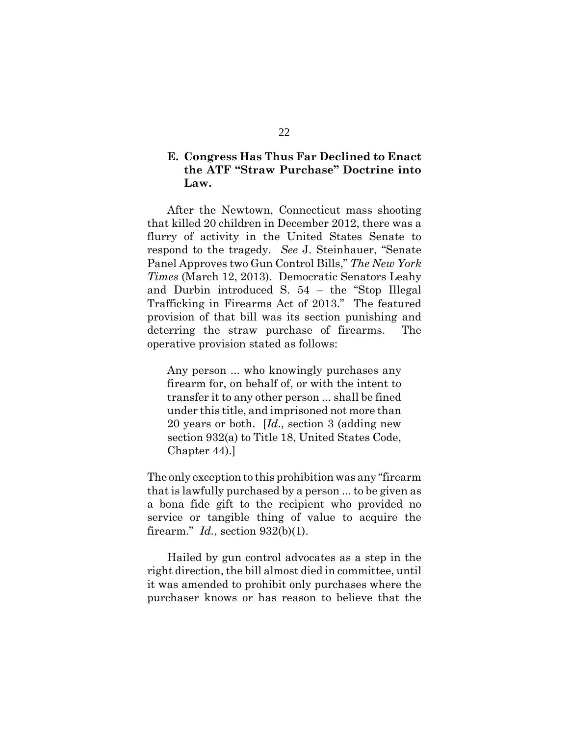### E. Congress Has Thus Far Declined to Enact the ATF "Straw Purchase" Doctrine into Law.

After the Newtown, Connecticut mass shooting that killed 20 children in December 2012, there was a flurry of activity in the United States Senate to respond to the tragedy. *See* J. Steinhauer, "Senate Panel Approves two Gun Control Bills," *The New York Times* (March 12, 2013). Democratic Senators Leahy and Durbin introduced S. 54 – the "Stop Illegal Trafficking in Firearms Act of 2013." The featured provision of that bill was its section punishing and deterring the straw purchase of firearms. The operative provision stated as follows:

> Any person ... who knowingly purchases any firearm for, on behalf of, or with the intent to transfer it to any other person ... shall be fined under this title, and imprisoned not more than 20 years or both. [*Id*., section 3 (adding new section 932(a) to Title 18, United States Code, Chapter 44).]

The only exception to this prohibition was any "firearm that is lawfully purchased by a person ... to be given as a bona fide gift to the recipient who provided no service or tangible thing of value to acquire the firearm." *Id.*, section 932(b)(1).

Hailed by gun control advocates as a step in the right direction, the bill almost died in committee, until it was amended to prohibit only purchases where the purchaser knows or has reason to believe that the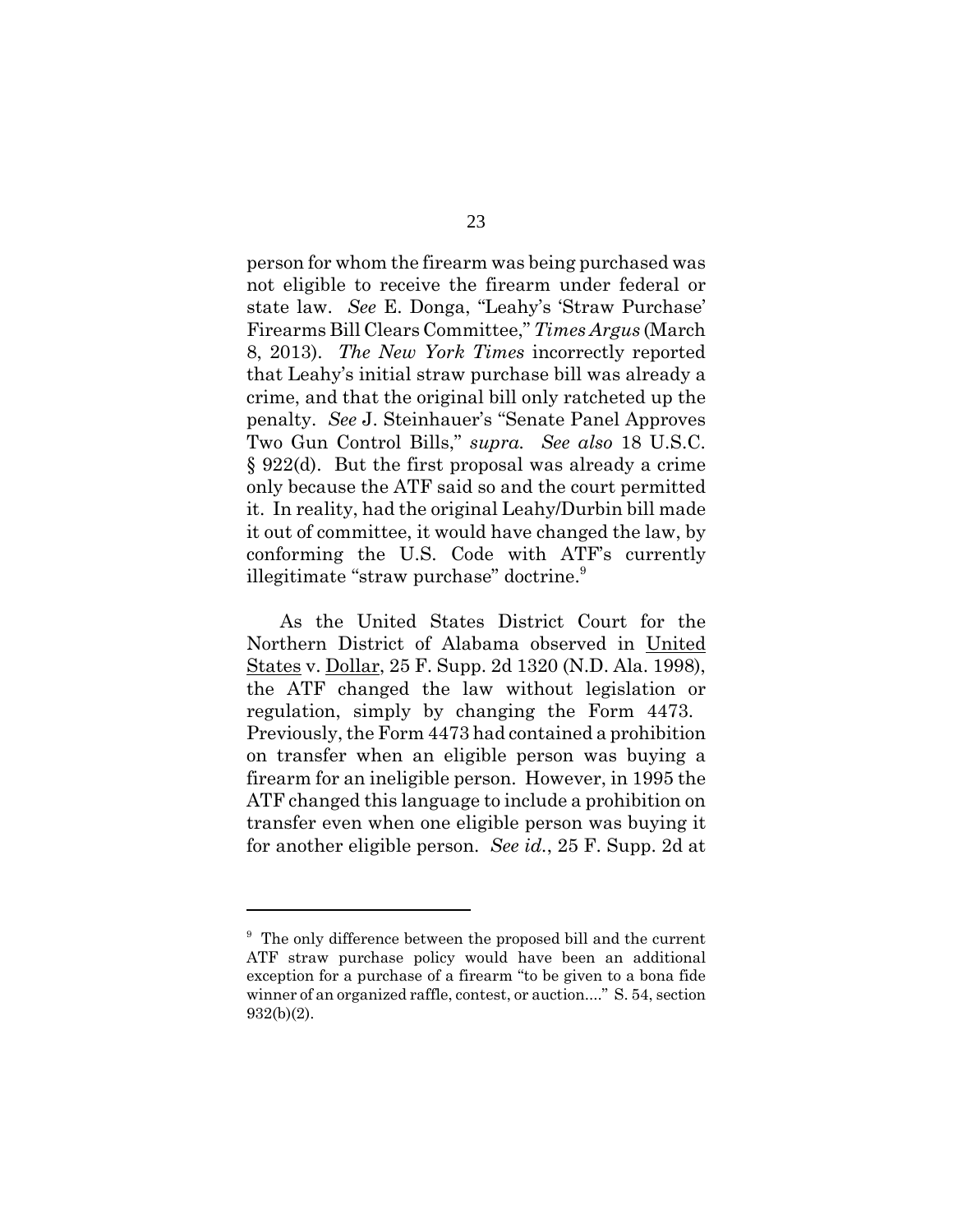person for whom the firearm was being purchased was not eligible to receive the firearm under federal or state law. *See* E. Donga, "Leahy's 'Straw Purchase' Firearms Bill Clears Committee," *Times Argus* (March 8, 2013). *The New York Times* incorrectly reported that Leahy's initial straw purchase bill was already a crime, and that the original bill only ratcheted up the penalty. *See* J. Steinhauer's "Senate Panel Approves Two Gun Control Bills," *supra.* *See also* 18 U.S.C. § 922(d). But the first proposal was already a crime only because the ATF said so and the court permitted it. In reality, had the original Leahy/Durbin bill made it out of committee, it would have changed the law, by conforming the U.S. Code with ATF's currently illegitimate "straw purchase" doctrine.[9]

As the United States District Court for the Northern District of Alabama observed in United States v. Dollar, 25 F. Supp. 2d 1320 (N.D. Ala. 1998), the ATF changed the law without legislation or regulation, simply by changing the Form 4473. Previously, the Form 4473 had contained a prohibition on transfer when an eligible person was buying a firearm for an ineligible person. However, in 1995 the ATF changed this language to include a prohibition on transfer even when one eligible person was buying it for another eligible person. *See id.*, 25 F. Supp. 2d at

---

[9] The only difference between the proposed bill and the current ATF straw purchase policy would have been an additional exception for a purchase of a firearm "to be given to a bona fide winner of an organized raffle, contest, or auction...." S. 54, section 932(b)(2).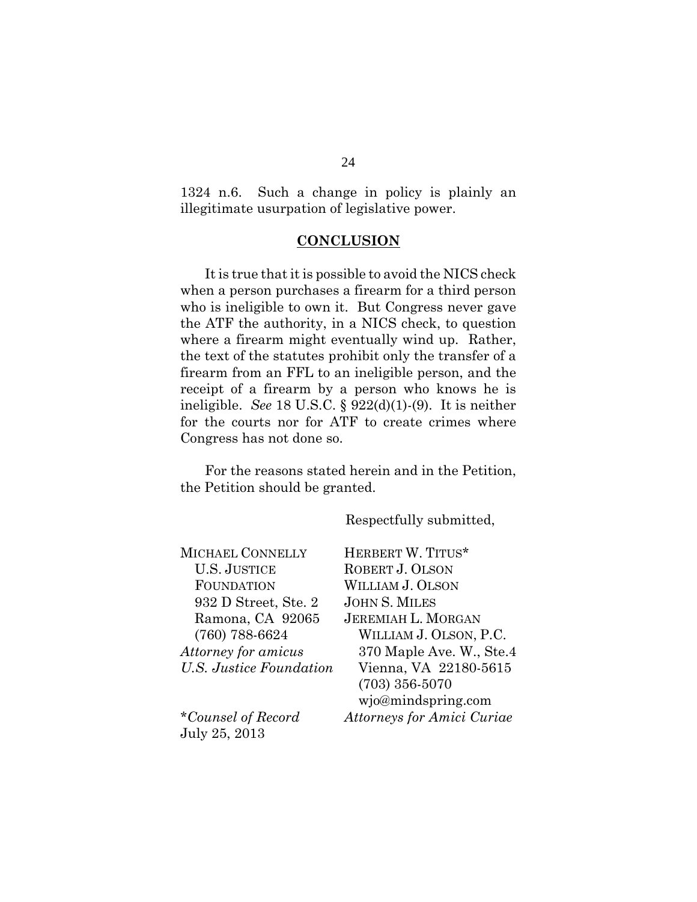1324 n.6. Such a change in policy is plainly an illegitimate usurpation of legislative power.

## CONCLUSION

It is true that it is possible to avoid the NICS check when a person purchases a firearm for a third person who is ineligible to own it. But Congress never gave the ATF the authority, in a NICS check, to question where a firearm might eventually wind up. Rather, the text of the statutes prohibit only the transfer of a firearm from an FFL to an ineligible person, and the receipt of a firearm by a person who knows he is ineligible. *See* 18 U.S.C. § 922(d)(1)-(9). It is neither for the courts nor for ATF to create crimes where Congress has not done so.

For the reasons stated herein and in the Petition, the Petition should be granted.

Respectfully submitted,

MICHAEL CONNELLY
U.S. JUSTICE FOUNDATION
932 D Street, Ste. 2
Ramona, CA 92065
(760) 788-6624
*Attorney for amicus U.S. Justice Foundation*

HERBERT W. TITUS*
ROBERT J. OLSON
WILLIAM J. OLSON
JOHN S. MILES
JEREMIAH L. MORGAN
WILLIAM J. OLSON, P.C.
370 Maple Ave. W., Ste.4
Vienna, VA 22180-5615
(703) 356-5070
wjo@mindspring.com
*Attorneys for Amici Curiae*

\**Counsel of Record*
July 25, 2013